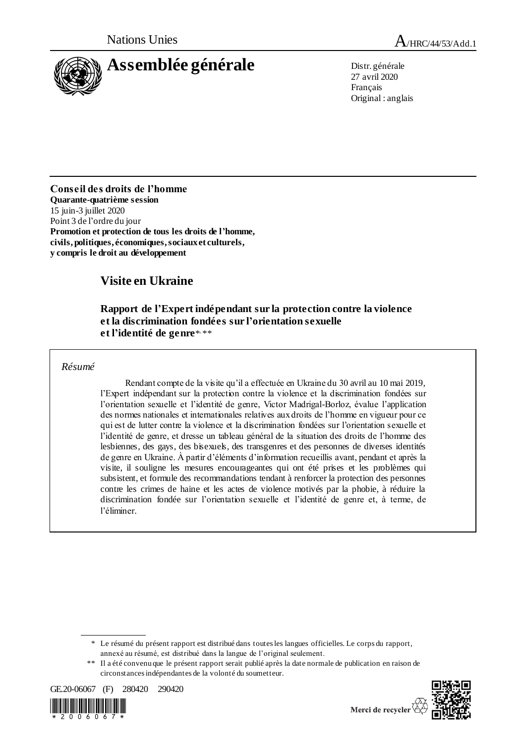Nations Unies

A/HRC/44/53/Add.1

# Assemblée générale

Distr. générale
27 avril 2020
Français
Original : anglais

**Conseil des droits de l'homme**
**Quarante-quatrième session**
15 juin-3 juillet 2020
Point 3 de l'ordre du jour
**Promotion et protection de tous les droits de l'homme, civils, politiques, économiques, sociaux et culturels, y compris le droit au développement**

## Visite en Ukraine

### Rapport de l'Expert indépendant sur la protection contre la violence et la discrimination fondées sur l'orientation sexuelle et l'identité de genre*, **

*Résumé*

Rendant compte de la visite qu'il a effectuée en Ukraine du 30 avril au 10 mai 2019, l'Expert indépendant sur la protection contre la violence et la discrimination fondées sur l'orientation sexuelle et l'identité de genre, Victor Madrigal-Borloz, évalue l'application des normes nationales et internationales relatives aux droits de l'homme en vigueur pour ce qui est de lutter contre la violence et la discrimination fondées sur l'orientation sexuelle et l'identité de genre, et dresse un tableau général de la situation des droits de l'homme des lesbiennes, des gays, des bisexuels, des transgenres et des personnes de diverses identités de genre en Ukraine. À partir d'éléments d'information recueillis avant, pendant et après la visite, il souligne les mesures encourageantes qui ont été prises et les problèmes qui subsistent, et formule des recommandations tendant à renforcer la protection des personnes contre les crimes de haine et les actes de violence motivés par la phobie, à réduire la discrimination fondée sur l'orientation sexuelle et l'identité de genre et, à terme, de l'éliminer.

\* Le résumé du présent rapport est distribué dans toutes les langues officielles. Le corps du rapport, annexé au résumé, est distribué dans la langue de l'original seulement.

\*\* Il a été convenu que le présent rapport serait publié après la date normale de publication en raison de circonstances indépendantes de la volonté du soumetteur.

GE.20-06067 (F) 280420 290420

Merci de recycler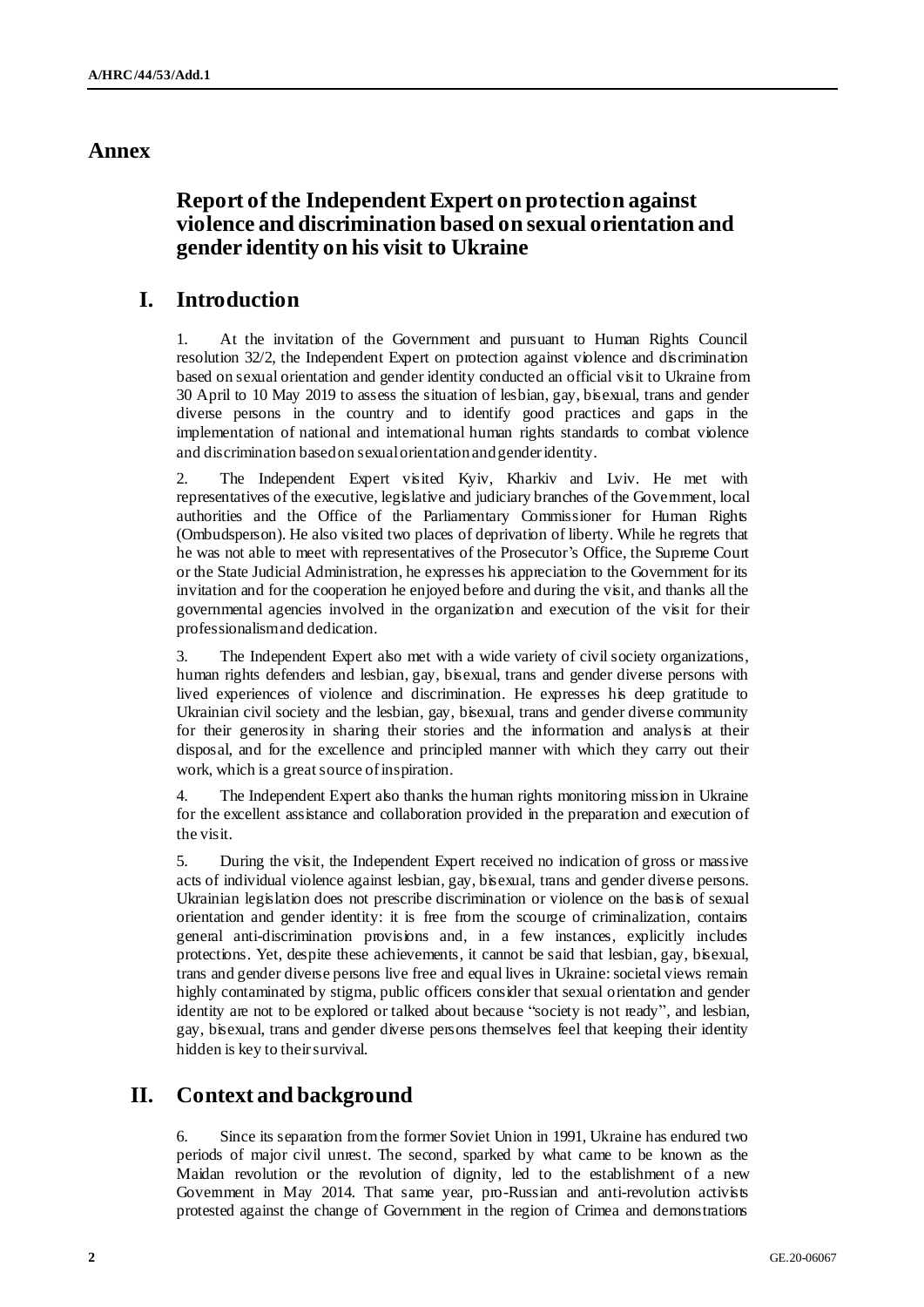# Annex

## Report of the Independent Expert on protection against violence and discrimination based on sexual orientation and gender identity on his visit to Ukraine

## I. Introduction

1. At the invitation of the Government and pursuant to Human Rights Council resolution 32/2, the Independent Expert on protection against violence and discrimination based on sexual orientation and gender identity conducted an official visit to Ukraine from 30 April to 10 May 2019 to assess the situation of lesbian, gay, bisexual, trans and gender diverse persons in the country and to identify good practices and gaps in the implementation of national and international human rights standards to combat violence and discrimination based on sexual orientation and gender identity.

2. The Independent Expert visited Kyiv, Kharkiv and Lviv. He met with representatives of the executive, legislative and judiciary branches of the Government, local authorities and the Office of the Parliamentary Commissioner for Human Rights (Ombudsperson). He also visited two places of deprivation of liberty. While he regrets that he was not able to meet with representatives of the Prosecutor's Office, the Supreme Court or the State Judicial Administration, he expresses his appreciation to the Government for its invitation and for the cooperation he enjoyed before and during the visit, and thanks all the governmental agencies involved in the organization and execution of the visit for their professionalism and dedication.

3. The Independent Expert also met with a wide variety of civil society organizations, human rights defenders and lesbian, gay, bisexual, trans and gender diverse persons with lived experiences of violence and discrimination. He expresses his deep gratitude to Ukrainian civil society and the lesbian, gay, bisexual, trans and gender diverse community for their generosity in sharing their stories and the information and analysis at their disposal, and for the excellence and principled manner with which they carry out their work, which is a great source of inspiration.

4. The Independent Expert also thanks the human rights monitoring mission in Ukraine for the excellent assistance and collaboration provided in the preparation and execution of the visit.

5. During the visit, the Independent Expert received no indication of gross or massive acts of individual violence against lesbian, gay, bisexual, trans and gender diverse persons. Ukrainian legislation does not prescribe discrimination or violence on the basis of sexual orientation and gender identity: it is free from the scourge of criminalization, contains general anti-discrimination provisions and, in a few instances, explicitly includes protections. Yet, despite these achievements, it cannot be said that lesbian, gay, bisexual, trans and gender diverse persons live free and equal lives in Ukraine: societal views remain highly contaminated by stigma, public officers consider that sexual orientation and gender identity are not to be explored or talked about because "society is not ready", and lesbian, gay, bisexual, trans and gender diverse persons themselves feel that keeping their identity hidden is key to their survival.

## II. Context and background

6. Since its separation from the former Soviet Union in 1991, Ukraine has endured two periods of major civil unrest. The second, sparked by what came to be known as the Maidan revolution or the revolution of dignity, led to the establishment of a new Government in May 2014. That same year, pro-Russian and anti-revolution activists protested against the change of Government in the region of Crimea and demonstrations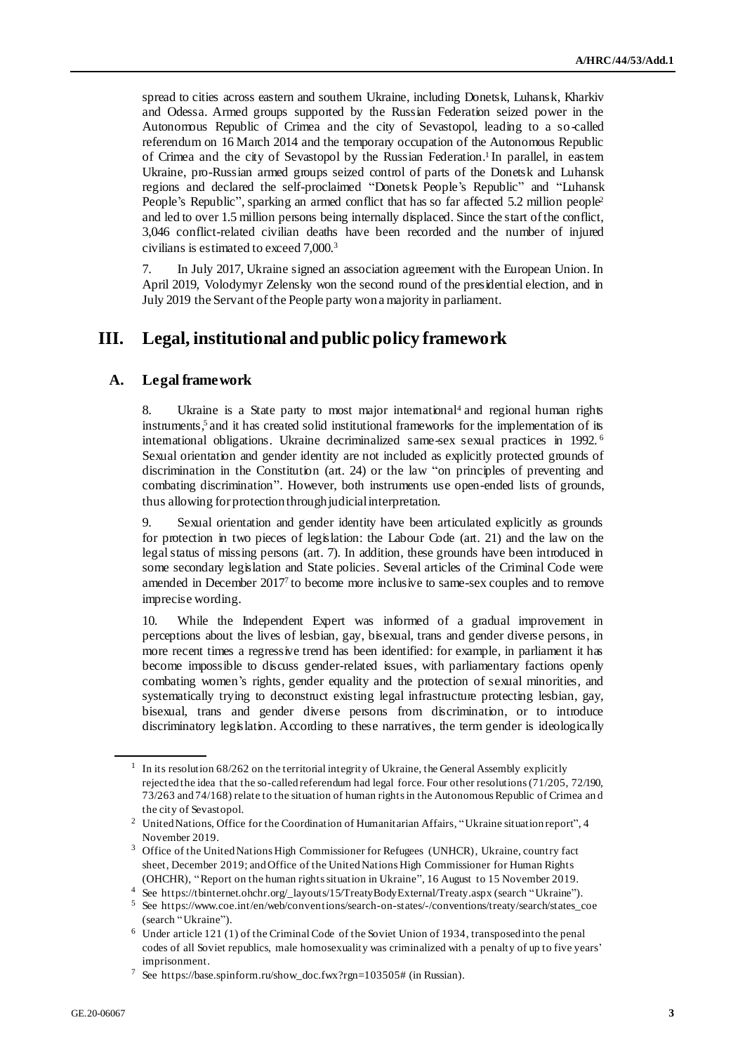spread to cities across eastern and southern Ukraine, including Donetsk, Luhansk, Kharkiv and Odessa. Armed groups supported by the Russian Federation seized power in the Autonomous Republic of Crimea and the city of Sevastopol, leading to a so-called referendum on 16 March 2014 and the temporary occupation of the Autonomous Republic of Crimea and the city of Sevastopol by the Russian Federation.[1] In parallel, in eastern Ukraine, pro-Russian armed groups seized control of parts of the Donetsk and Luhansk regions and declared the self-proclaimed "Donetsk People's Republic" and "Luhansk People's Republic", sparking an armed conflict that has so far affected 5.2 million people[2] and led to over 1.5 million persons being internally displaced. Since the start of the conflict, 3,046 conflict-related civilian deaths have been recorded and the number of injured civilians is estimated to exceed 7,000.[3]

7. In July 2017, Ukraine signed an association agreement with the European Union. In April 2019, Volodymyr Zelensky won the second round of the presidential election, and in July 2019 the Servant of the People party won a majority in parliament.

# III. Legal, institutional and public policy framework

## A. Legal framework

8. Ukraine is a State party to most major international[4] and regional human rights instruments,[5] and it has created solid institutional frameworks for the implementation of its international obligations. Ukraine decriminalized same-sex sexual practices in 1992.[6] Sexual orientation and gender identity are not included as explicitly protected grounds of discrimination in the Constitution (art. 24) or the law "on principles of preventing and combating discrimination". However, both instruments use open-ended lists of grounds, thus allowing for protection through judicial interpretation.

9. Sexual orientation and gender identity have been articulated explicitly as grounds for protection in two pieces of legislation: the Labour Code (art. 21) and the law on the legal status of missing persons (art. 7). In addition, these grounds have been introduced in some secondary legislation and State policies. Several articles of the Criminal Code were amended in December 2017[7] to become more inclusive to same-sex couples and to remove imprecise wording.

10. While the Independent Expert was informed of a gradual improvement in perceptions about the lives of lesbian, gay, bisexual, trans and gender diverse persons, in more recent times a regressive trend has been identified: for example, in parliament it has become impossible to discuss gender-related issues, with parliamentary factions openly combating women's rights, gender equality and the protection of sexual minorities, and systematically trying to deconstruct existing legal infrastructure protecting lesbian, gay, bisexual, trans and gender diverse persons from discrimination, or to introduce discriminatory legislation. According to these narratives, the term gender is ideologically

---

[1] In its resolution 68/262 on the territorial integrity of Ukraine, the General Assembly explicitly rejected the idea that the so-called referendum had legal force. Four other resolutions (71/205, 72/190, 73/263 and 74/168) relate to the situation of human rights in the Autonomous Republic of Crimea and the city of Sevastopol.

[2] United Nations, Office for the Coordination of Humanitarian Affairs, "Ukraine situation report", 4 November 2019.

[3] Office of the United Nations High Commissioner for Refugees (UNHCR), Ukraine, country fact sheet, December 2019; and Office of the United Nations High Commissioner for Human Rights (OHCHR), "Report on the human rights situation in Ukraine", 16 August to 15 November 2019.

[4] See https://tbinternet.ohchr.org/_layouts/15/TreatyBodyExternal/Treaty.aspx (search "Ukraine").

[5] See https://www.coe.int/en/web/conventions/search-on-states/-/conventions/treaty/search/states_coe (search "Ukraine").

[6] Under article 121 (1) of the Criminal Code of the Soviet Union of 1934, transposed into the penal codes of all Soviet republics, male homosexuality was criminalized with a penalty of up to five years' imprisonment.

[7] See https://base.spinform.ru/show_doc.fwx?rgn=103505# (in Russian).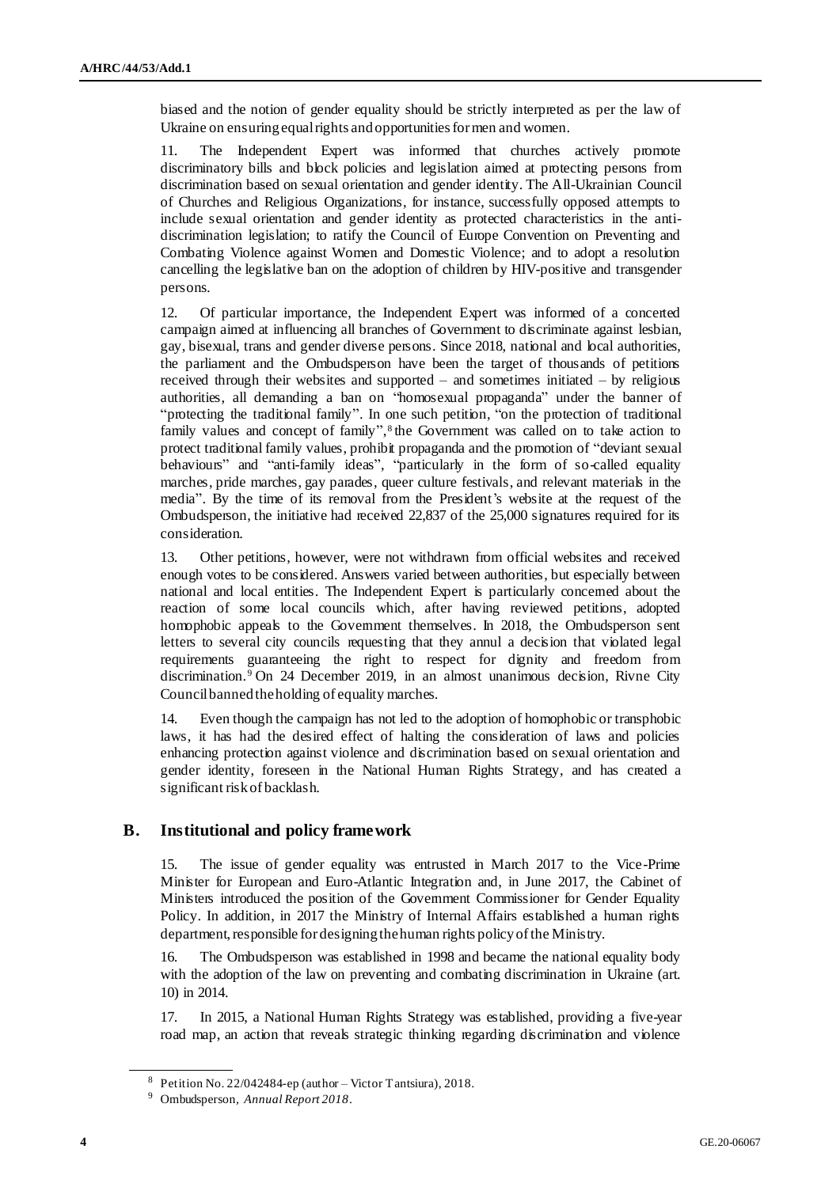biased and the notion of gender equality should be strictly interpreted as per the law of Ukraine on ensuring equal rights and opportunities for men and women.

11. The Independent Expert was informed that churches actively promote discriminatory bills and block policies and legislation aimed at protecting persons from discrimination based on sexual orientation and gender identity. The All-Ukrainian Council of Churches and Religious Organizations, for instance, successfully opposed attempts to include sexual orientation and gender identity as protected characteristics in the anti-discrimination legislation; to ratify the Council of Europe Convention on Preventing and Combating Violence against Women and Domestic Violence; and to adopt a resolution cancelling the legislative ban on the adoption of children by HIV-positive and transgender persons.

12. Of particular importance, the Independent Expert was informed of a concerted campaign aimed at influencing all branches of Government to discriminate against lesbian, gay, bisexual, trans and gender diverse persons. Since 2018, national and local authorities, the parliament and the Ombudsperson have been the target of thousands of petitions received through their websites and supported – and sometimes initiated – by religious authorities, all demanding a ban on "homosexual propaganda" under the banner of "protecting the traditional family". In one such petition, "on the protection of traditional family values and concept of family",[8] the Government was called on to take action to protect traditional family values, prohibit propaganda and the promotion of "deviant sexual behaviours" and "anti-family ideas", "particularly in the form of so-called equality marches, pride marches, gay parades, queer culture festivals, and relevant materials in the media". By the time of its removal from the President's website at the request of the Ombudsperson, the initiative had received 22,837 of the 25,000 signatures required for its consideration.

13. Other petitions, however, were not withdrawn from official websites and received enough votes to be considered. Answers varied between authorities, but especially between national and local entities. The Independent Expert is particularly concerned about the reaction of some local councils which, after having reviewed petitions, adopted homophobic appeals to the Government themselves. In 2018, the Ombudsperson sent letters to several city councils requesting that they annul a decision that violated legal requirements guaranteeing the right to respect for dignity and freedom from discrimination.[9] On 24 December 2019, in an almost unanimous decision, Rivne City Council banned the holding of equality marches.

14. Even though the campaign has not led to the adoption of homophobic or transphobic laws, it has had the desired effect of halting the consideration of laws and policies enhancing protection against violence and discrimination based on sexual orientation and gender identity, foreseen in the National Human Rights Strategy, and has created a significant risk of backlash.

## B. Institutional and policy framework

15. The issue of gender equality was entrusted in March 2017 to the Vice-Prime Minister for European and Euro-Atlantic Integration and, in June 2017, the Cabinet of Ministers introduced the position of the Government Commissioner for Gender Equality Policy. In addition, in 2017 the Ministry of Internal Affairs established a human rights department, responsible for designing the human rights policy of the Ministry.

16. The Ombudsperson was established in 1998 and became the national equality body with the adoption of the law on preventing and combating discrimination in Ukraine (art. 10) in 2014.

17. In 2015, a National Human Rights Strategy was established, providing a five-year road map, an action that reveals strategic thinking regarding discrimination and violence

---

[8] Petition No. 22/042484-ep (author – Victor Tantsiura), 2018.

[9] Ombudsperson, *Annual Report 2018*.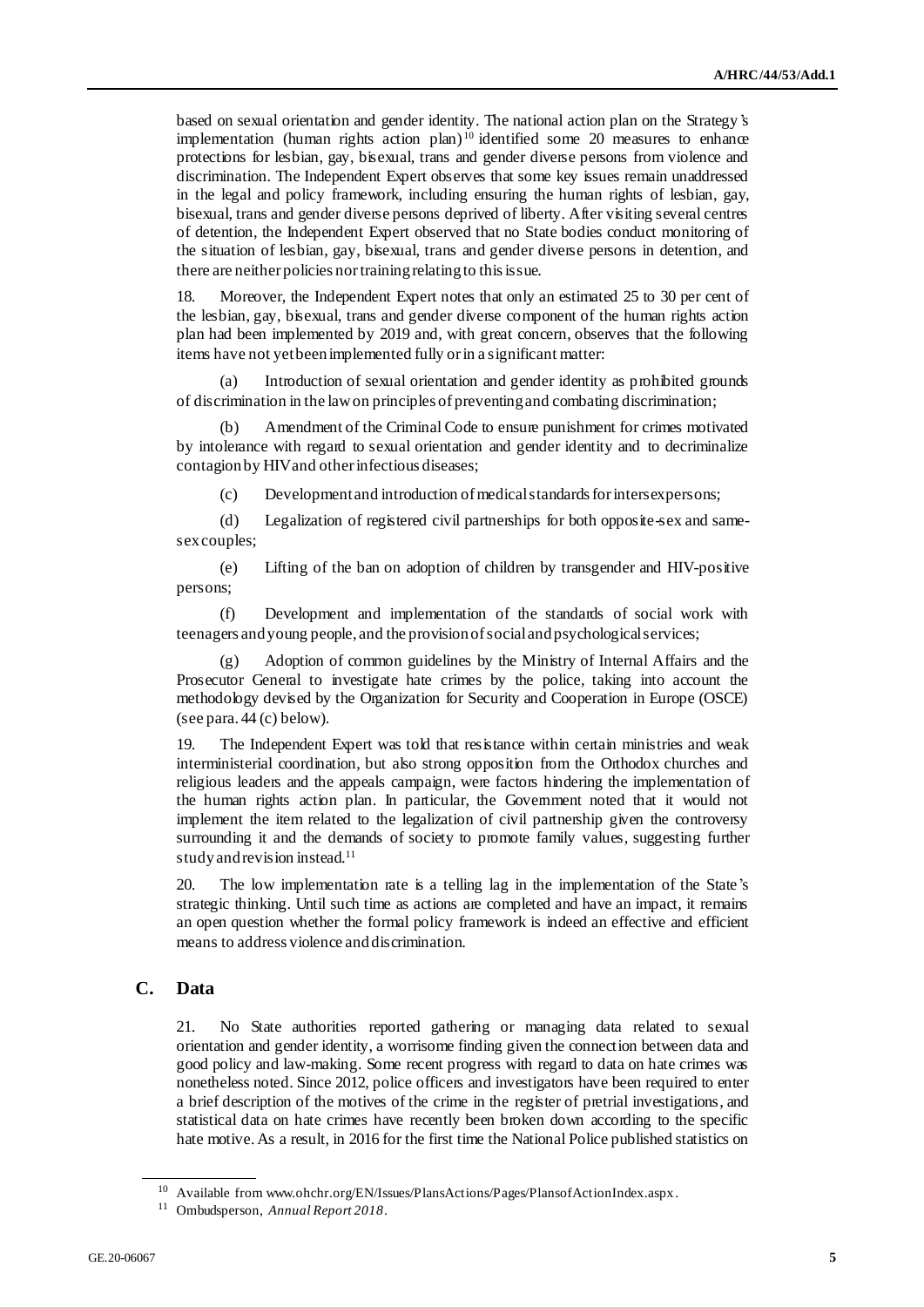based on sexual orientation and gender identity. The national action plan on the Strategy's implementation (human rights action plan)[10] identified some 20 measures to enhance protections for lesbian, gay, bisexual, trans and gender diverse persons from violence and discrimination. The Independent Expert observes that some key issues remain unaddressed in the legal and policy framework, including ensuring the human rights of lesbian, gay, bisexual, trans and gender diverse persons deprived of liberty. After visiting several centres of detention, the Independent Expert observed that no State bodies conduct monitoring of the situation of lesbian, gay, bisexual, trans and gender diverse persons in detention, and there are neither policies nor training relating to this issue.

18. Moreover, the Independent Expert notes that only an estimated 25 to 30 per cent of the lesbian, gay, bisexual, trans and gender diverse component of the human rights action plan had been implemented by 2019 and, with great concern, observes that the following items have not yet been implemented fully or in a significant matter:

(a) Introduction of sexual orientation and gender identity as prohibited grounds of discrimination in the law on principles of preventing and combating discrimination;

(b) Amendment of the Criminal Code to ensure punishment for crimes motivated by intolerance with regard to sexual orientation and gender identity and to decriminalize contagion by HIV and other infectious diseases;

(c) Development and introduction of medical standards for intersex persons;

(d) Legalization of registered civil partnerships for both opposite-sex and same-sex couples;

(e) Lifting of the ban on adoption of children by transgender and HIV-positive persons;

(f) Development and implementation of the standards of social work with teenagers and young people, and the provision of social and psychological services;

(g) Adoption of common guidelines by the Ministry of Internal Affairs and the Prosecutor General to investigate hate crimes by the police, taking into account the methodology devised by the Organization for Security and Cooperation in Europe (OSCE) (see para. 44 (c) below).

19. The Independent Expert was told that resistance within certain ministries and weak interministerial coordination, but also strong opposition from the Orthodox churches and religious leaders and the appeals campaign, were factors hindering the implementation of the human rights action plan. In particular, the Government noted that it would not implement the item related to the legalization of civil partnership given the controversy surrounding it and the demands of society to promote family values, suggesting further study and revision instead.[11]

20. The low implementation rate is a telling lag in the implementation of the State's strategic thinking. Until such time as actions are completed and have an impact, it remains an open question whether the formal policy framework is indeed an effective and efficient means to address violence and discrimination.

## C. Data

21. No State authorities reported gathering or managing data related to sexual orientation and gender identity, a worrisome finding given the connection between data and good policy and law-making. Some recent progress with regard to data on hate crimes was nonetheless noted. Since 2012, police officers and investigators have been required to enter a brief description of the motives of the crime in the register of pretrial investigations, and statistical data on hate crimes have recently been broken down according to the specific hate motive. As a result, in 2016 for the first time the National Police published statistics on

---

[10] Available from www.ohchr.org/EN/Issues/PlansActions/Pages/PlansofActionIndex.aspx.

[11] Ombudsperson, *Annual Report 2018*.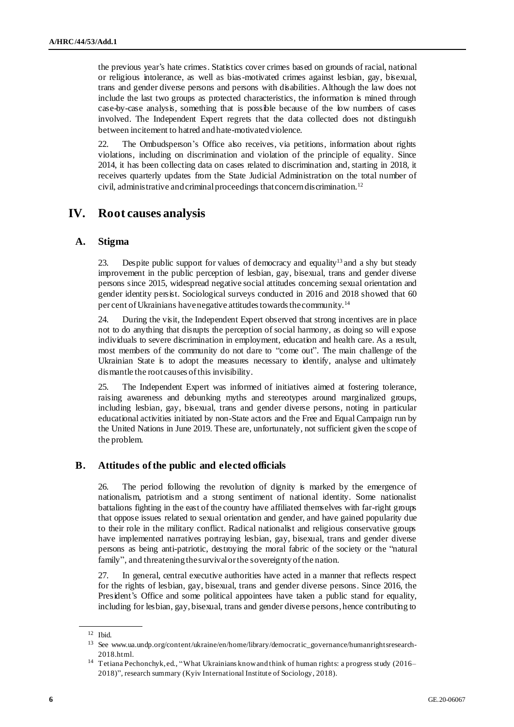the previous year's hate crimes. Statistics cover crimes based on grounds of racial, national or religious intolerance, as well as bias-motivated crimes against lesbian, gay, bisexual, trans and gender diverse persons and persons with disabilities. Although the law does not include the last two groups as protected characteristics, the information is mined through case-by-case analysis, something that is possible because of the low numbers of cases involved. The Independent Expert regrets that the data collected does not distinguish between incitement to hatred and hate-motivated violence.

22. The Ombudsperson's Office also receives, via petitions, information about rights violations, including on discrimination and violation of the principle of equality. Since 2014, it has been collecting data on cases related to discrimination and, starting in 2018, it receives quarterly updates from the State Judicial Administration on the total number of civil, administrative and criminal proceedings that concern discrimination.[12]

## IV. Root causes analysis

### A. Stigma

23. Despite public support for values of democracy and equality[13] and a shy but steady improvement in the public perception of lesbian, gay, bisexual, trans and gender diverse persons since 2015, widespread negative social attitudes concerning sexual orientation and gender identity persist. Sociological surveys conducted in 2016 and 2018 showed that 60 per cent of Ukrainians have negative attitudes towards the community.[14]

24. During the visit, the Independent Expert observed that strong incentives are in place not to do anything that disrupts the perception of social harmony, as doing so will expose individuals to severe discrimination in employment, education and health care. As a result, most members of the community do not dare to "come out". The main challenge of the Ukrainian State is to adopt the measures necessary to identify, analyse and ultimately dismantle the root causes of this invisibility.

25. The Independent Expert was informed of initiatives aimed at fostering tolerance, raising awareness and debunking myths and stereotypes around marginalized groups, including lesbian, gay, bisexual, trans and gender diverse persons, noting in particular educational activities initiated by non-State actors and the Free and Equal Campaign run by the United Nations in June 2019. These are, unfortunately, not sufficient given the scope of the problem.

### B. Attitudes of the public and elected officials

26. The period following the revolution of dignity is marked by the emergence of nationalism, patriotism and a strong sentiment of national identity. Some nationalist battalions fighting in the east of the country have affiliated themselves with far-right groups that oppose issues related to sexual orientation and gender, and have gained popularity due to their role in the military conflict. Radical nationalist and religious conservative groups have implemented narratives portraying lesbian, gay, bisexual, trans and gender diverse persons as being anti-patriotic, destroying the moral fabric of the society or the "natural family", and threatening the survival or the sovereignty of the nation.

27. In general, central executive authorities have acted in a manner that reflects respect for the rights of lesbian, gay, bisexual, trans and gender diverse persons. Since 2016, the President's Office and some political appointees have taken a public stand for equality, including for lesbian, gay, bisexual, trans and gender diverse persons, hence contributing to

---

[12] Ibid.

[13] See www.ua.undp.org/content/ukraine/en/home/library/democratic_governance/humanrightsresearch-2018.html.

[14] Tetiana Pechonchyk, ed., "What Ukrainians know and think of human rights: a progress study (2016–2018)", research summary (Kyiv International Institute of Sociology, 2018).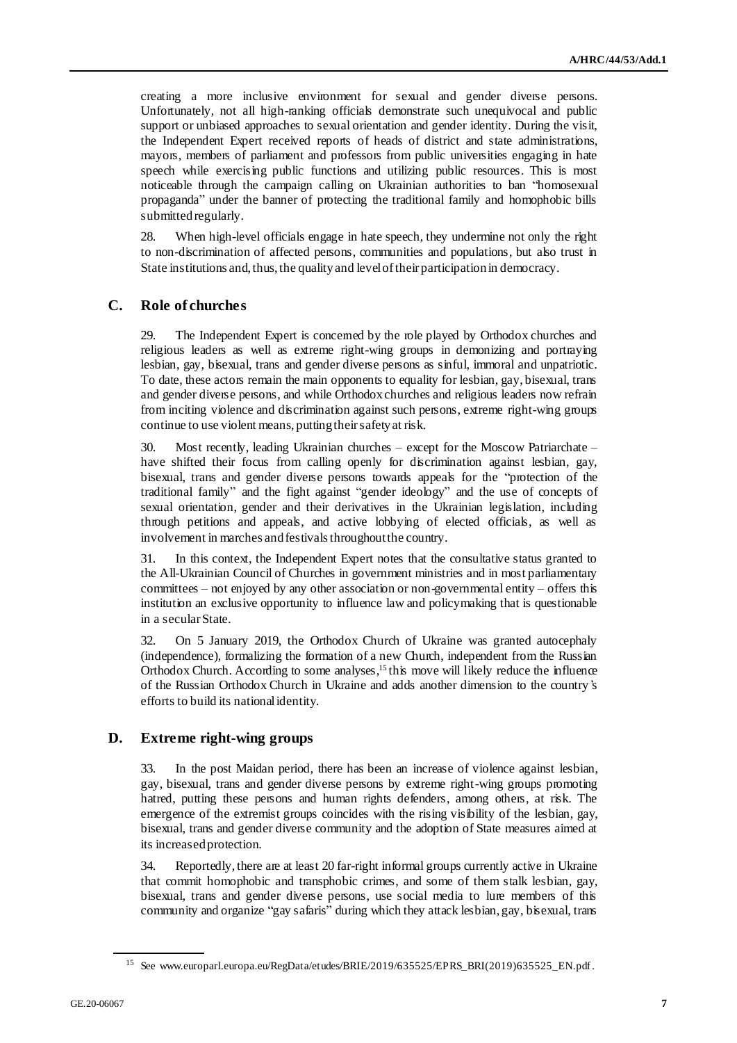creating a more inclusive environment for sexual and gender diverse persons. Unfortunately, not all high-ranking officials demonstrate such unequivocal and public support or unbiased approaches to sexual orientation and gender identity. During the visit, the Independent Expert received reports of heads of district and state administrations, mayors, members of parliament and professors from public universities engaging in hate speech while exercising public functions and utilizing public resources. This is most noticeable through the campaign calling on Ukrainian authorities to ban "homosexual propaganda" under the banner of protecting the traditional family and homophobic bills submitted regularly.

28. When high-level officials engage in hate speech, they undermine not only the right to non-discrimination of affected persons, communities and populations, but also trust in State institutions and, thus, the quality and level of their participation in democracy.

## C. Role of churches

29. The Independent Expert is concerned by the role played by Orthodox churches and religious leaders as well as extreme right-wing groups in demonizing and portraying lesbian, gay, bisexual, trans and gender diverse persons as sinful, immoral and unpatriotic. To date, these actors remain the main opponents to equality for lesbian, gay, bisexual, trans and gender diverse persons, and while Orthodox churches and religious leaders now refrain from inciting violence and discrimination against such persons, extreme right-wing groups continue to use violent means, putting their safety at risk.

30. Most recently, leading Ukrainian churches – except for the Moscow Patriarchate – have shifted their focus from calling openly for discrimination against lesbian, gay, bisexual, trans and gender diverse persons towards appeals for the "protection of the traditional family" and the fight against "gender ideology" and the use of concepts of sexual orientation, gender and their derivatives in the Ukrainian legislation, including through petitions and appeals, and active lobbying of elected officials, as well as involvement in marches and festivals throughout the country.

31. In this context, the Independent Expert notes that the consultative status granted to the All-Ukrainian Council of Churches in government ministries and in most parliamentary committees – not enjoyed by any other association or non-governmental entity – offers this institution an exclusive opportunity to influence law and policymaking that is questionable in a secular State.

32. On 5 January 2019, the Orthodox Church of Ukraine was granted autocephaly (independence), formalizing the formation of a new Church, independent from the Russian Orthodox Church. According to some analyses,[15] this move will likely reduce the influence of the Russian Orthodox Church in Ukraine and adds another dimension to the country's efforts to build its national identity.

## D. Extreme right-wing groups

33. In the post Maidan period, there has been an increase of violence against lesbian, gay, bisexual, trans and gender diverse persons by extreme right-wing groups promoting hatred, putting these persons and human rights defenders, among others, at risk. The emergence of the extremist groups coincides with the rising visibility of the lesbian, gay, bisexual, trans and gender diverse community and the adoption of State measures aimed at its increased protection.

34. Reportedly, there are at least 20 far-right informal groups currently active in Ukraine that commit homophobic and transphobic crimes, and some of them stalk lesbian, gay, bisexual, trans and gender diverse persons, use social media to lure members of this community and organize "gay safaris" during which they attack lesbian, gay, bisexual, trans

---

[15] See www.europarl.europa.eu/RegData/etudes/BRIE/2019/635525/EPRS_BRI(2019)635525_EN.pdf.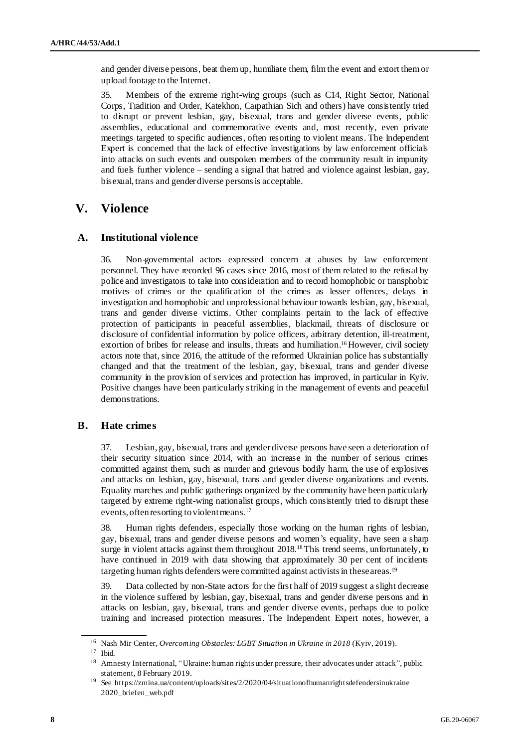and gender diverse persons, beat them up, humiliate them, film the event and extort them or upload footage to the Internet.

35. Members of the extreme right-wing groups (such as C14, Right Sector, National Corps, Tradition and Order, Katekhon, Carpathian Sich and others) have consistently tried to disrupt or prevent lesbian, gay, bisexual, trans and gender diverse events, public assemblies, educational and commemorative events and, most recently, even private meetings targeted to specific audiences, often resorting to violent means. The Independent Expert is concerned that the lack of effective investigations by law enforcement officials into attacks on such events and outspoken members of the community result in impunity and fuels further violence – sending a signal that hatred and violence against lesbian, gay, bisexual, trans and gender diverse persons is acceptable.

# V. Violence

## A. Institutional violence

36. Non-governmental actors expressed concern at abuses by law enforcement personnel. They have recorded 96 cases since 2016, most of them related to the refusal by police and investigators to take into consideration and to record homophobic or transphobic motives of crimes or the qualification of the crimes as lesser offences, delays in investigation and homophobic and unprofessional behaviour towards lesbian, gay, bisexual, trans and gender diverse victims. Other complaints pertain to the lack of effective protection of participants in peaceful assemblies, blackmail, threats of disclosure or disclosure of confidential information by police officers, arbitrary detention, ill-treatment, extortion of bribes for release and insults, threats and humiliation.[16] However, civil society actors note that, since 2016, the attitude of the reformed Ukrainian police has substantially changed and that the treatment of the lesbian, gay, bisexual, trans and gender diverse community in the provision of services and protection has improved, in particular in Kyiv. Positive changes have been particularly striking in the management of events and peaceful demonstrations.

## B. Hate crimes

37. Lesbian, gay, bisexual, trans and gender diverse persons have seen a deterioration of their security situation since 2014, with an increase in the number of serious crimes committed against them, such as murder and grievous bodily harm, the use of explosives and attacks on lesbian, gay, bisexual, trans and gender diverse organizations and events. Equality marches and public gatherings organized by the community have been particularly targeted by extreme right-wing nationalist groups, which consistently tried to disrupt these events, often resorting to violent means.[17]

38. Human rights defenders, especially those working on the human rights of lesbian, gay, bisexual, trans and gender diverse persons and women's equality, have seen a sharp surge in violent attacks against them throughout 2018.[18] This trend seems, unfortunately, to have continued in 2019 with data showing that approximately 30 per cent of incidents targeting human rights defenders were committed against activists in these areas.[19]

39. Data collected by non-State actors for the first half of 2019 suggest a slight decrease in the violence suffered by lesbian, gay, bisexual, trans and gender diverse persons and in attacks on lesbian, gay, bisexual, trans and gender diverse events, perhaps due to police training and increased protection measures. The Independent Expert notes, however, a

---

[16] Nash Mir Center, *Overcoming Obstacles: LGBT Situation in Ukraine in 2018* (Kyiv, 2019).

[17] Ibid.

[18] Amnesty International, "Ukraine: human rights under pressure, their advocates under attack", public statement, 8 February 2019.

[19] See https://zmina.ua/content/uploads/sites/2/2020/04/situationofhumanrightsdefendersinukraine2020_briefen_web.pdf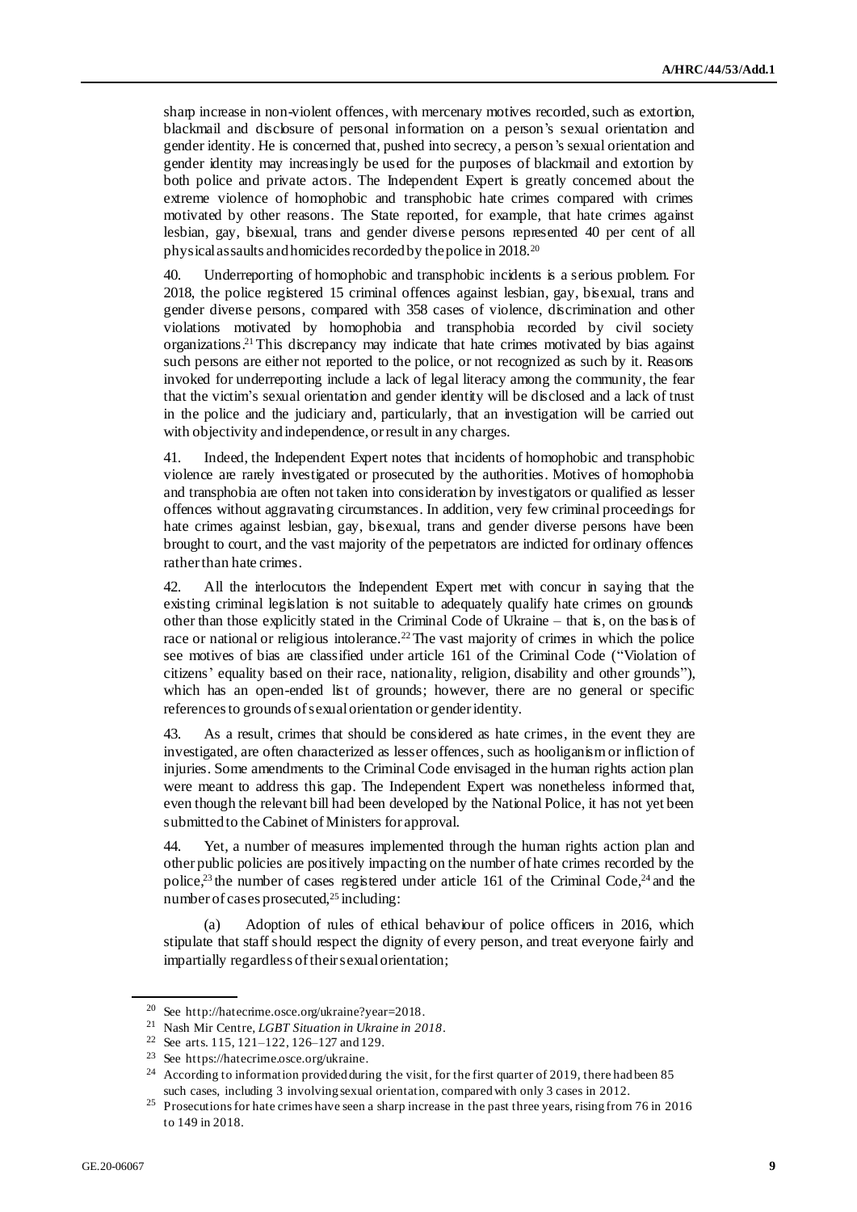sharp increase in non-violent offences, with mercenary motives recorded, such as extortion, blackmail and disclosure of personal information on a person's sexual orientation and gender identity. He is concerned that, pushed into secrecy, a person's sexual orientation and gender identity may increasingly be used for the purposes of blackmail and extortion by both police and private actors. The Independent Expert is greatly concerned about the extreme violence of homophobic and transphobic hate crimes compared with crimes motivated by other reasons. The State reported, for example, that hate crimes against lesbian, gay, bisexual, trans and gender diverse persons represented 40 per cent of all physical assaults and homicides recorded by the police in 2018.[20]

40. Underreporting of homophobic and transphobic incidents is a serious problem. For 2018, the police registered 15 criminal offences against lesbian, gay, bisexual, trans and gender diverse persons, compared with 358 cases of violence, discrimination and other violations motivated by homophobia and transphobia recorded by civil society organizations.[21] This discrepancy may indicate that hate crimes motivated by bias against such persons are either not reported to the police, or not recognized as such by it. Reasons invoked for underreporting include a lack of legal literacy among the community, the fear that the victim's sexual orientation and gender identity will be disclosed and a lack of trust in the police and the judiciary and, particularly, that an investigation will be carried out with objectivity and independence, or result in any charges.

41. Indeed, the Independent Expert notes that incidents of homophobic and transphobic violence are rarely investigated or prosecuted by the authorities. Motives of homophobia and transphobia are often not taken into consideration by investigators or qualified as lesser offences without aggravating circumstances. In addition, very few criminal proceedings for hate crimes against lesbian, gay, bisexual, trans and gender diverse persons have been brought to court, and the vast majority of the perpetrators are indicted for ordinary offences rather than hate crimes.

42. All the interlocutors the Independent Expert met with concur in saying that the existing criminal legislation is not suitable to adequately qualify hate crimes on grounds other than those explicitly stated in the Criminal Code of Ukraine – that is, on the basis of race or national or religious intolerance.[22] The vast majority of crimes in which the police see motives of bias are classified under article 161 of the Criminal Code ("Violation of citizens' equality based on their race, nationality, religion, disability and other grounds"), which has an open-ended list of grounds; however, there are no general or specific references to grounds of sexual orientation or gender identity.

43. As a result, crimes that should be considered as hate crimes, in the event they are investigated, are often characterized as lesser offences, such as hooliganism or infliction of injuries. Some amendments to the Criminal Code envisaged in the human rights action plan were meant to address this gap. The Independent Expert was nonetheless informed that, even though the relevant bill had been developed by the National Police, it has not yet been submitted to the Cabinet of Ministers for approval.

44. Yet, a number of measures implemented through the human rights action plan and other public policies are positively impacting on the number of hate crimes recorded by the police,[23] the number of cases registered under article 161 of the Criminal Code,[24] and the number of cases prosecuted,[25] including:

(a) Adoption of rules of ethical behaviour of police officers in 2016, which stipulate that staff should respect the dignity of every person, and treat everyone fairly and impartially regardless of their sexual orientation;

---

[20] See http://hatecrime.osce.org/ukraine?year=2018.

[21] Nash Mir Centre, *LGBT Situation in Ukraine in 2018*.

[22] See arts. 115, 121–122, 126–127 and 129.

[23] See https://hatecrime.osce.org/ukraine.

[24] According to information provided during the visit, for the first quarter of 2019, there had been 85 such cases, including 3 involving sexual orientation, compared with only 3 cases in 2012.

[25] Prosecutions for hate crimes have seen a sharp increase in the past three years, rising from 76 in 2016 to 149 in 2018.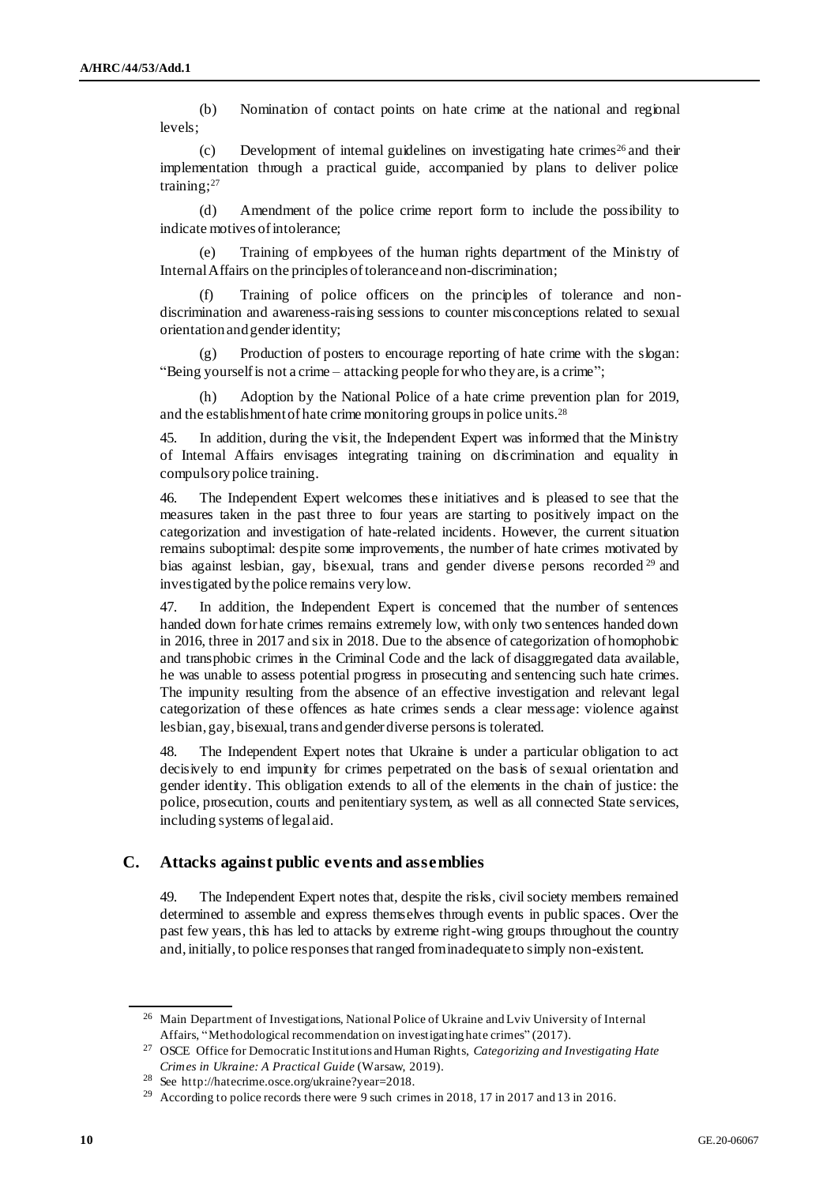(b) Nomination of contact points on hate crime at the national and regional levels;

(c) Development of internal guidelines on investigating hate crimes[26] and their implementation through a practical guide, accompanied by plans to deliver police training;[27]

(d) Amendment of the police crime report form to include the possibility to indicate motives of intolerance;

(e) Training of employees of the human rights department of the Ministry of Internal Affairs on the principles of tolerance and non-discrimination;

(f) Training of police officers on the principles of tolerance and non-discrimination and awareness-raising sessions to counter misconceptions related to sexual orientation and gender identity;

(g) Production of posters to encourage reporting of hate crime with the slogan: "Being yourself is not a crime – attacking people for who they are, is a crime";

(h) Adoption by the National Police of a hate crime prevention plan for 2019, and the establishment of hate crime monitoring groups in police units.[28]

45. In addition, during the visit, the Independent Expert was informed that the Ministry of Internal Affairs envisages integrating training on discrimination and equality in compulsory police training.

46. The Independent Expert welcomes these initiatives and is pleased to see that the measures taken in the past three to four years are starting to positively impact on the categorization and investigation of hate-related incidents. However, the current situation remains suboptimal: despite some improvements, the number of hate crimes motivated by bias against lesbian, gay, bisexual, trans and gender diverse persons recorded[29] and investigated by the police remains very low.

47. In addition, the Independent Expert is concerned that the number of sentences handed down for hate crimes remains extremely low, with only two sentences handed down in 2016, three in 2017 and six in 2018. Due to the absence of categorization of homophobic and transphobic crimes in the Criminal Code and the lack of disaggregated data available, he was unable to assess potential progress in prosecuting and sentencing such hate crimes. The impunity resulting from the absence of an effective investigation and relevant legal categorization of these offences as hate crimes sends a clear message: violence against lesbian, gay, bisexual, trans and gender diverse persons is tolerated.

48. The Independent Expert notes that Ukraine is under a particular obligation to act decisively to end impunity for crimes perpetrated on the basis of sexual orientation and gender identity. This obligation extends to all of the elements in the chain of justice: the police, prosecution, courts and penitentiary system, as well as all connected State services, including systems of legal aid.

## C. Attacks against public events and assemblies

49. The Independent Expert notes that, despite the risks, civil society members remained determined to assemble and express themselves through events in public spaces. Over the past few years, this has led to attacks by extreme right-wing groups throughout the country and, initially, to police responses that ranged from inadequate to simply non-existent.

---

[26] Main Department of Investigations, National Police of Ukraine and Lviv University of Internal Affairs, "Methodological recommendation on investigating hate crimes" (2017).

[27] OSCE Office for Democratic Institutions and Human Rights, *Categorizing and Investigating Hate Crimes in Ukraine: A Practical Guide* (Warsaw, 2019).

[28] See http://hatecrime.osce.org/ukraine?year=2018.

[29] According to police records there were 9 such crimes in 2018, 17 in 2017 and 13 in 2016.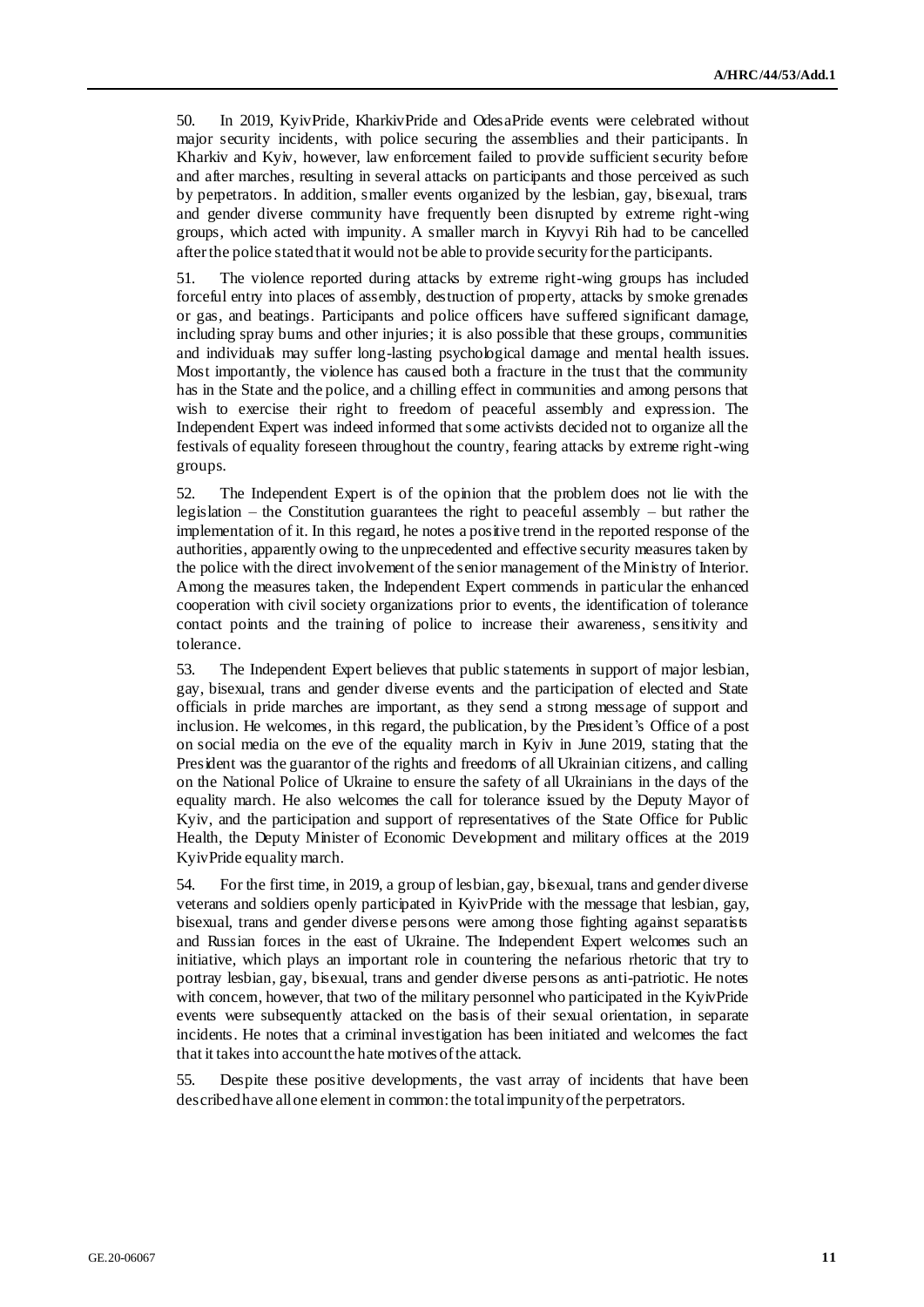50. In 2019, KyivPride, KharkivPride and OdesaPride events were celebrated without major security incidents, with police securing the assemblies and their participants. In Kharkiv and Kyiv, however, law enforcement failed to provide sufficient security before and after marches, resulting in several attacks on participants and those perceived as such by perpetrators. In addition, smaller events organized by the lesbian, gay, bisexual, trans and gender diverse community have frequently been disrupted by extreme right-wing groups, which acted with impunity. A smaller march in Kryvyi Rih had to be cancelled after the police stated that it would not be able to provide security for the participants.

51. The violence reported during attacks by extreme right-wing groups has included forceful entry into places of assembly, destruction of property, attacks by smoke grenades or gas, and beatings. Participants and police officers have suffered significant damage, including spray burns and other injuries; it is also possible that these groups, communities and individuals may suffer long-lasting psychological damage and mental health issues. Most importantly, the violence has caused both a fracture in the trust that the community has in the State and the police, and a chilling effect in communities and among persons that wish to exercise their right to freedom of peaceful assembly and expression. The Independent Expert was indeed informed that some activists decided not to organize all the festivals of equality foreseen throughout the country, fearing attacks by extreme right-wing groups.

52. The Independent Expert is of the opinion that the problem does not lie with the legislation – the Constitution guarantees the right to peaceful assembly – but rather the implementation of it. In this regard, he notes a positive trend in the reported response of the authorities, apparently owing to the unprecedented and effective security measures taken by the police with the direct involvement of the senior management of the Ministry of Interior. Among the measures taken, the Independent Expert commends in particular the enhanced cooperation with civil society organizations prior to events, the identification of tolerance contact points and the training of police to increase their awareness, sensitivity and tolerance.

53. The Independent Expert believes that public statements in support of major lesbian, gay, bisexual, trans and gender diverse events and the participation of elected and State officials in pride marches are important, as they send a strong message of support and inclusion. He welcomes, in this regard, the publication, by the President's Office of a post on social media on the eve of the equality march in Kyiv in June 2019, stating that the President was the guarantor of the rights and freedoms of all Ukrainian citizens, and calling on the National Police of Ukraine to ensure the safety of all Ukrainians in the days of the equality march. He also welcomes the call for tolerance issued by the Deputy Mayor of Kyiv, and the participation and support of representatives of the State Office for Public Health, the Deputy Minister of Economic Development and military offices at the 2019 KyivPride equality march.

54. For the first time, in 2019, a group of lesbian, gay, bisexual, trans and gender diverse veterans and soldiers openly participated in KyivPride with the message that lesbian, gay, bisexual, trans and gender diverse persons were among those fighting against separatists and Russian forces in the east of Ukraine. The Independent Expert welcomes such an initiative, which plays an important role in countering the nefarious rhetoric that try to portray lesbian, gay, bisexual, trans and gender diverse persons as anti-patriotic. He notes with concern, however, that two of the military personnel who participated in the KyivPride events were subsequently attacked on the basis of their sexual orientation, in separate incidents. He notes that a criminal investigation has been initiated and welcomes the fact that it takes into account the hate motives of the attack.

55. Despite these positive developments, the vast array of incidents that have been described have all one element in common: the total impunity of the perpetrators.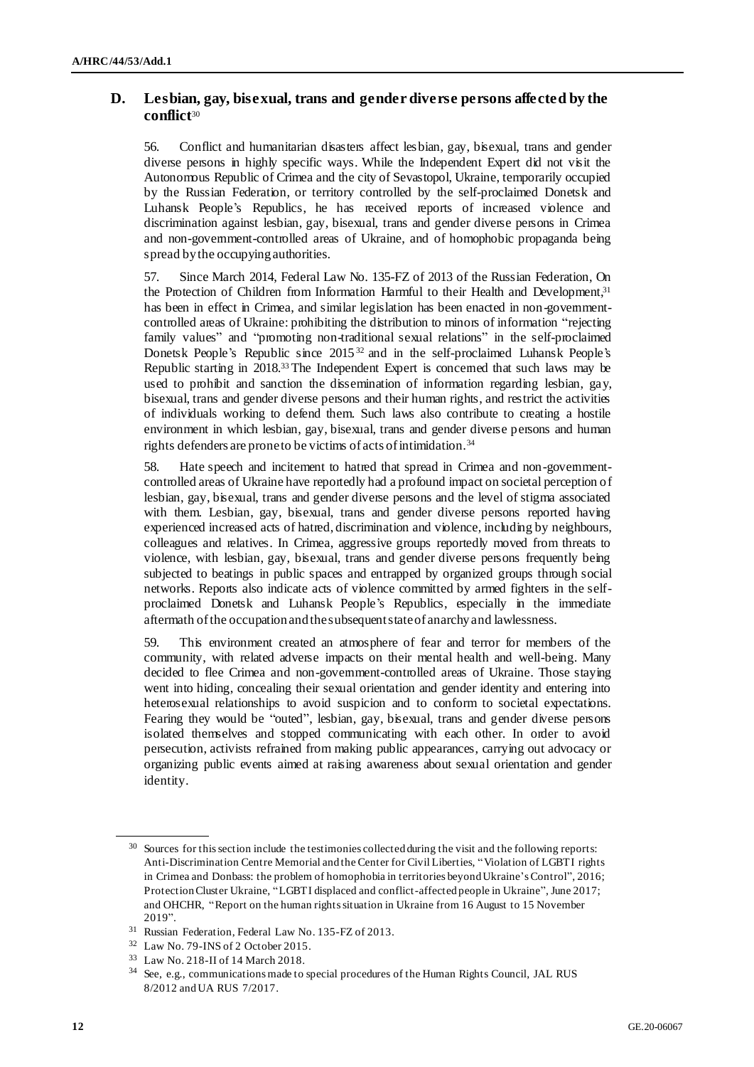## D. Lesbian, gay, bisexual, trans and gender diverse persons affected by the conflict[30]

56. Conflict and humanitarian disasters affect lesbian, gay, bisexual, trans and gender diverse persons in highly specific ways. While the Independent Expert did not visit the Autonomous Republic of Crimea and the city of Sevastopol, Ukraine, temporarily occupied by the Russian Federation, or territory controlled by the self-proclaimed Donetsk and Luhansk People's Republics, he has received reports of increased violence and discrimination against lesbian, gay, bisexual, trans and gender diverse persons in Crimea and non-government-controlled areas of Ukraine, and of homophobic propaganda being spread by the occupying authorities.

57. Since March 2014, Federal Law No. 135-FZ of 2013 of the Russian Federation, On the Protection of Children from Information Harmful to their Health and Development,[31] has been in effect in Crimea, and similar legislation has been enacted in non-government-controlled areas of Ukraine: prohibiting the distribution to minors of information "rejecting family values" and "promoting non-traditional sexual relations" in the self-proclaimed Donetsk People's Republic since 2015[32] and in the self-proclaimed Luhansk People's Republic starting in 2018.[33] The Independent Expert is concerned that such laws may be used to prohibit and sanction the dissemination of information regarding lesbian, gay, bisexual, trans and gender diverse persons and their human rights, and restrict the activities of individuals working to defend them. Such laws also contribute to creating a hostile environment in which lesbian, gay, bisexual, trans and gender diverse persons and human rights defenders are prone to be victims of acts of intimidation.[34]

58. Hate speech and incitement to hatred that spread in Crimea and non-government-controlled areas of Ukraine have reportedly had a profound impact on societal perception of lesbian, gay, bisexual, trans and gender diverse persons and the level of stigma associated with them. Lesbian, gay, bisexual, trans and gender diverse persons reported having experienced increased acts of hatred, discrimination and violence, including by neighbours, colleagues and relatives. In Crimea, aggressive groups reportedly moved from threats to violence, with lesbian, gay, bisexual, trans and gender diverse persons frequently being subjected to beatings in public spaces and entrapped by organized groups through social networks. Reports also indicate acts of violence committed by armed fighters in the self-proclaimed Donetsk and Luhansk People's Republics, especially in the immediate aftermath of the occupation and the subsequent state of anarchy and lawlessness.

59. This environment created an atmosphere of fear and terror for members of the community, with related adverse impacts on their mental health and well-being. Many decided to flee Crimea and non-government-controlled areas of Ukraine. Those staying went into hiding, concealing their sexual orientation and gender identity and entering into heterosexual relationships to avoid suspicion and to conform to societal expectations. Fearing they would be "outed", lesbian, gay, bisexual, trans and gender diverse persons isolated themselves and stopped communicating with each other. In order to avoid persecution, activists refrained from making public appearances, carrying out advocacy or organizing public events aimed at raising awareness about sexual orientation and gender identity.

---

[30] Sources for this section include the testimonies collected during the visit and the following reports: Anti-Discrimination Centre Memorial and the Center for Civil Liberties, "Violation of LGBTI rights in Crimea and Donbass: the problem of homophobia in territories beyond Ukraine's Control", 2016; Protection Cluster Ukraine, "LGBTI displaced and conflict-affected people in Ukraine", June 2017; and OHCHR, "Report on the human rights situation in Ukraine from 16 August to 15 November 2019".

[31] Russian Federation, Federal Law No. 135-FZ of 2013.

[32] Law No. 79-INS of 2 October 2015.

[33] Law No. 218-II of 14 March 2018.

[34] See, e.g., communications made to special procedures of the Human Rights Council, JAL RUS 8/2012 and UA RUS 7/2017.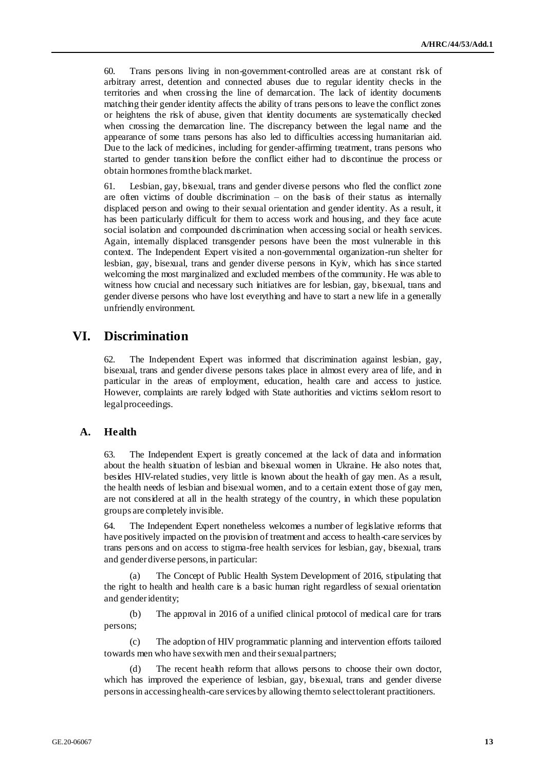60. Trans persons living in non-government-controlled areas are at constant risk of arbitrary arrest, detention and connected abuses due to regular identity checks in the territories and when crossing the line of demarcation. The lack of identity documents matching their gender identity affects the ability of trans persons to leave the conflict zones or heightens the risk of abuse, given that identity documents are systematically checked when crossing the demarcation line. The discrepancy between the legal name and the appearance of some trans persons has also led to difficulties accessing humanitarian aid. Due to the lack of medicines, including for gender-affirming treatment, trans persons who started to gender transition before the conflict either had to discontinue the process or obtain hormones from the black market.

61. Lesbian, gay, bisexual, trans and gender diverse persons who fled the conflict zone are often victims of double discrimination – on the basis of their status as internally displaced person and owing to their sexual orientation and gender identity. As a result, it has been particularly difficult for them to access work and housing, and they face acute social isolation and compounded discrimination when accessing social or health services. Again, internally displaced transgender persons have been the most vulnerable in this context. The Independent Expert visited a non-governmental organization-run shelter for lesbian, gay, bisexual, trans and gender diverse persons in Kyiv, which has since started welcoming the most marginalized and excluded members of the community. He was able to witness how crucial and necessary such initiatives are for lesbian, gay, bisexual, trans and gender diverse persons who have lost everything and have to start a new life in a generally unfriendly environment.

# VI. Discrimination

62. The Independent Expert was informed that discrimination against lesbian, gay, bisexual, trans and gender diverse persons takes place in almost every area of life, and in particular in the areas of employment, education, health care and access to justice. However, complaints are rarely lodged with State authorities and victims seldom resort to legal proceedings.

## A. Health

63. The Independent Expert is greatly concerned at the lack of data and information about the health situation of lesbian and bisexual women in Ukraine. He also notes that, besides HIV-related studies, very little is known about the health of gay men. As a result, the health needs of lesbian and bisexual women, and to a certain extent those of gay men, are not considered at all in the health strategy of the country, in which these population groups are completely invisible.

64. The Independent Expert nonetheless welcomes a number of legislative reforms that have positively impacted on the provision of treatment and access to health-care services by trans persons and on access to stigma-free health services for lesbian, gay, bisexual, trans and gender diverse persons, in particular:

(a) The Concept of Public Health System Development of 2016, stipulating that the right to health and health care is a basic human right regardless of sexual orientation and gender identity;

(b) The approval in 2016 of a unified clinical protocol of medical care for trans persons;

(c) The adoption of HIV programmatic planning and intervention efforts tailored towards men who have sex with men and their sexual partners;

(d) The recent health reform that allows persons to choose their own doctor, which has improved the experience of lesbian, gay, bisexual, trans and gender diverse persons in accessing health-care services by allowing them to select tolerant practitioners.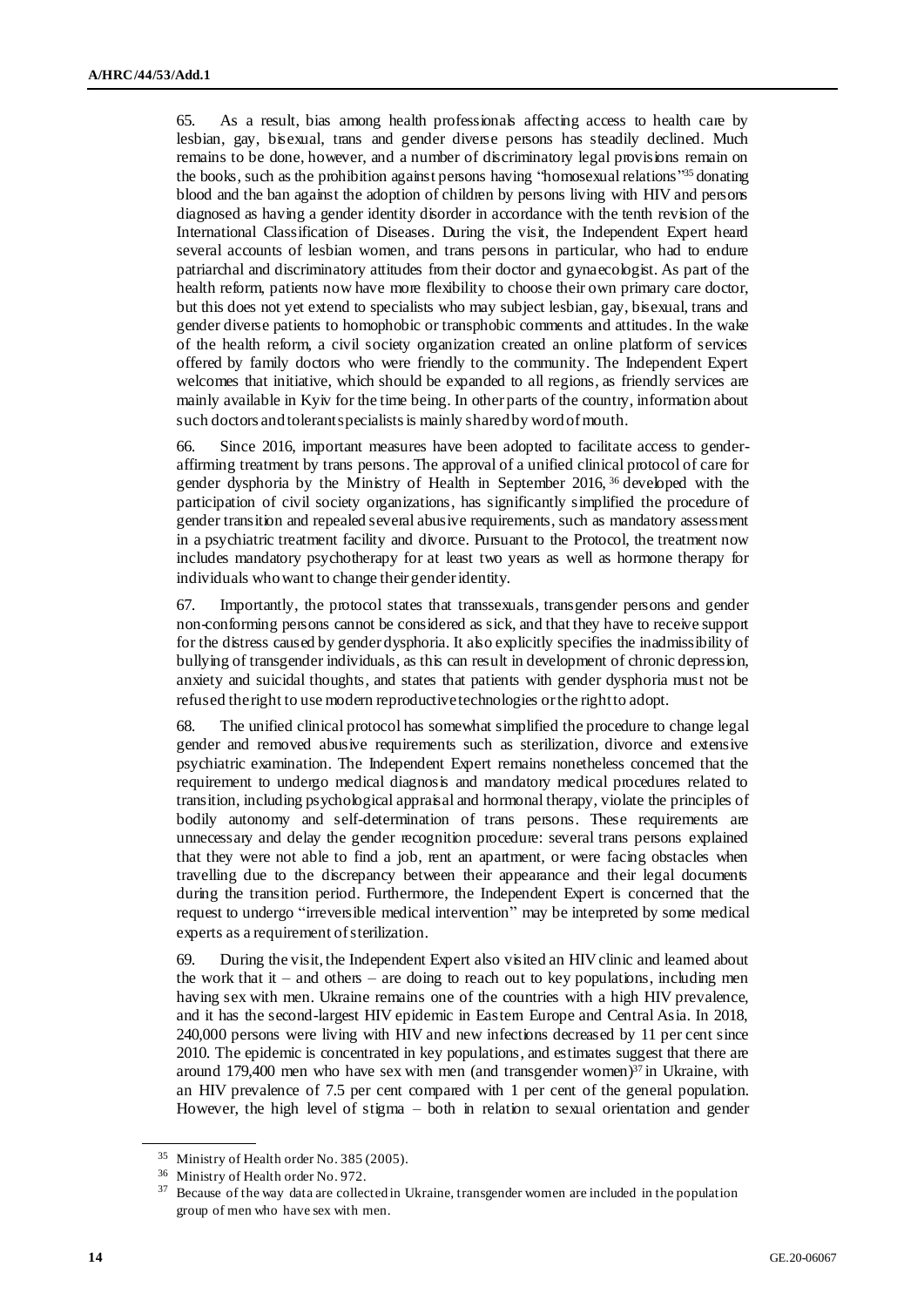65. As a result, bias among health professionals affecting access to health care by lesbian, gay, bisexual, trans and gender diverse persons has steadily declined. Much remains to be done, however, and a number of discriminatory legal provisions remain on the books, such as the prohibition against persons having "homosexual relations"[35] donating blood and the ban against the adoption of children by persons living with HIV and persons diagnosed as having a gender identity disorder in accordance with the tenth revision of the International Classification of Diseases. During the visit, the Independent Expert heard several accounts of lesbian women, and trans persons in particular, who had to endure patriarchal and discriminatory attitudes from their doctor and gynaecologist. As part of the health reform, patients now have more flexibility to choose their own primary care doctor, but this does not yet extend to specialists who may subject lesbian, gay, bisexual, trans and gender diverse patients to homophobic or transphobic comments and attitudes. In the wake of the health reform, a civil society organization created an online platform of services offered by family doctors who were friendly to the community. The Independent Expert welcomes that initiative, which should be expanded to all regions, as friendly services are mainly available in Kyiv for the time being. In other parts of the country, information about such doctors and tolerant specialists is mainly shared by word of mouth.

66. Since 2016, important measures have been adopted to facilitate access to gender-affirming treatment by trans persons. The approval of a unified clinical protocol of care for gender dysphoria by the Ministry of Health in September 2016,[36] developed with the participation of civil society organizations, has significantly simplified the procedure of gender transition and repealed several abusive requirements, such as mandatory assessment in a psychiatric treatment facility and divorce. Pursuant to the Protocol, the treatment now includes mandatory psychotherapy for at least two years as well as hormone therapy for individuals who want to change their gender identity.

67. Importantly, the protocol states that transsexuals, transgender persons and gender non-conforming persons cannot be considered as sick, and that they have to receive support for the distress caused by gender dysphoria. It also explicitly specifies the inadmissibility of bullying of transgender individuals, as this can result in development of chronic depression, anxiety and suicidal thoughts, and states that patients with gender dysphoria must not be refused the right to use modern reproductive technologies or the right to adopt.

68. The unified clinical protocol has somewhat simplified the procedure to change legal gender and removed abusive requirements such as sterilization, divorce and extensive psychiatric examination. The Independent Expert remains nonetheless concerned that the requirement to undergo medical diagnosis and mandatory medical procedures related to transition, including psychological appraisal and hormonal therapy, violate the principles of bodily autonomy and self-determination of trans persons. These requirements are unnecessary and delay the gender recognition procedure: several trans persons explained that they were not able to find a job, rent an apartment, or were facing obstacles when travelling due to the discrepancy between their appearance and their legal documents during the transition period. Furthermore, the Independent Expert is concerned that the request to undergo "irreversible medical intervention" may be interpreted by some medical experts as a requirement of sterilization.

69. During the visit, the Independent Expert also visited an HIV clinic and learned about the work that it – and others – are doing to reach out to key populations, including men having sex with men. Ukraine remains one of the countries with a high HIV prevalence, and it has the second-largest HIV epidemic in Eastern Europe and Central Asia. In 2018, 240,000 persons were living with HIV and new infections decreased by 11 per cent since 2010. The epidemic is concentrated in key populations, and estimates suggest that there are around 179,400 men who have sex with men (and transgender women)[37] in Ukraine, with an HIV prevalence of 7.5 per cent compared with 1 per cent of the general population. However, the high level of stigma – both in relation to sexual orientation and gender

---

[35] Ministry of Health order No. 385 (2005).

[36] Ministry of Health order No. 972.

[37] Because of the way data are collected in Ukraine, transgender women are included in the population group of men who have sex with men.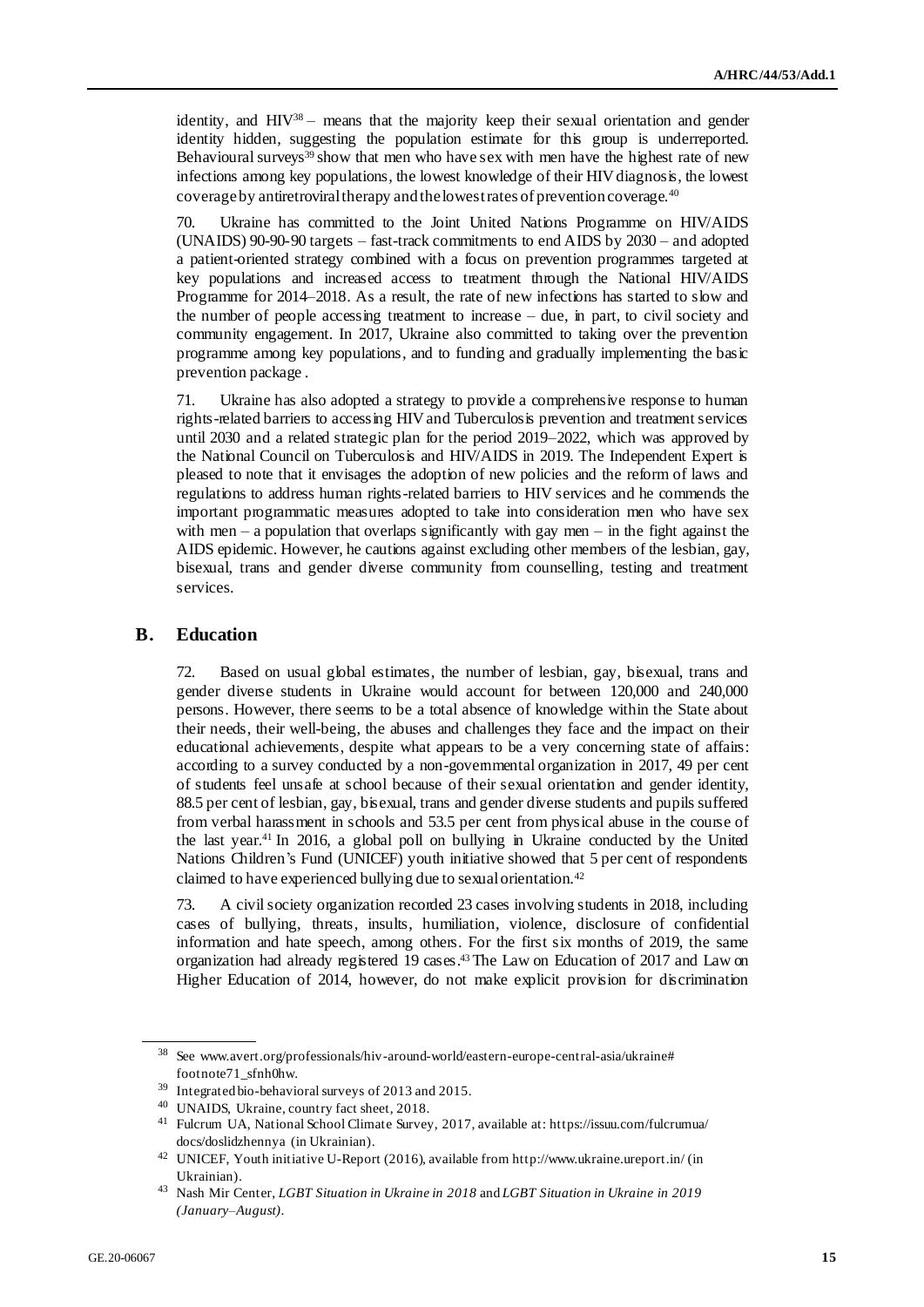identity, and HIV[38] – means that the majority keep their sexual orientation and gender identity hidden, suggesting the population estimate for this group is underreported. Behavioural surveys[39] show that men who have sex with men have the highest rate of new infections among key populations, the lowest knowledge of their HIV diagnosis, the lowest coverage by antiretroviral therapy and the lowest rates of prevention coverage.[40]

70. Ukraine has committed to the Joint United Nations Programme on HIV/AIDS (UNAIDS) 90-90-90 targets – fast-track commitments to end AIDS by 2030 – and adopted a patient-oriented strategy combined with a focus on prevention programmes targeted at key populations and increased access to treatment through the National HIV/AIDS Programme for 2014–2018. As a result, the rate of new infections has started to slow and the number of people accessing treatment to increase – due, in part, to civil society and community engagement. In 2017, Ukraine also committed to taking over the prevention programme among key populations, and to funding and gradually implementing the basic prevention package .

71. Ukraine has also adopted a strategy to provide a comprehensive response to human rights-related barriers to accessing HIV and Tuberculosis prevention and treatment services until 2030 and a related strategic plan for the period 2019–2022, which was approved by the National Council on Tuberculosis and HIV/AIDS in 2019. The Independent Expert is pleased to note that it envisages the adoption of new policies and the reform of laws and regulations to address human rights-related barriers to HIV services and he commends the important programmatic measures adopted to take into consideration men who have sex with men – a population that overlaps significantly with gay men – in the fight against the AIDS epidemic. However, he cautions against excluding other members of the lesbian, gay, bisexual, trans and gender diverse community from counselling, testing and treatment services.

## B. Education

72. Based on usual global estimates, the number of lesbian, gay, bisexual, trans and gender diverse students in Ukraine would account for between 120,000 and 240,000 persons. However, there seems to be a total absence of knowledge within the State about their needs, their well-being, the abuses and challenges they face and the impact on their educational achievements, despite what appears to be a very concerning state of affairs: according to a survey conducted by a non-governmental organization in 2017, 49 per cent of students feel unsafe at school because of their sexual orientation and gender identity, 88.5 per cent of lesbian, gay, bisexual, trans and gender diverse students and pupils suffered from verbal harassment in schools and 53.5 per cent from physical abuse in the course of the last year.[41] In 2016, a global poll on bullying in Ukraine conducted by the United Nations Children's Fund (UNICEF) youth initiative showed that 5 per cent of respondents claimed to have experienced bullying due to sexual orientation.[42]

73. A civil society organization recorded 23 cases involving students in 2018, including cases of bullying, threats, insults, humiliation, violence, disclosure of confidential information and hate speech, among others. For the first six months of 2019, the same organization had already registered 19 cases.[43] The Law on Education of 2017 and Law on Higher Education of 2014, however, do not make explicit provision for discrimination

---

[38] See www.avert.org/professionals/hiv-around-world/eastern-europe-central-asia/ukraine#footnote71_sfnh0hw.

[39] Integrated bio-behavioral surveys of 2013 and 2015.

[40] UNAIDS, Ukraine, country fact sheet, 2018.

[41] Fulcrum UA, National School Climate Survey, 2017, available at: https://issuu.com/fulcrumua/docs/doslidzhennya (in Ukrainian).

[42] UNICEF, Youth initiative U-Report (2016), available from http://www.ukraine.ureport.in/ (in Ukrainian).

[43] Nash Mir Center, *LGBT Situation in Ukraine in 2018* and *LGBT Situation in Ukraine in 2019 (January–August)*.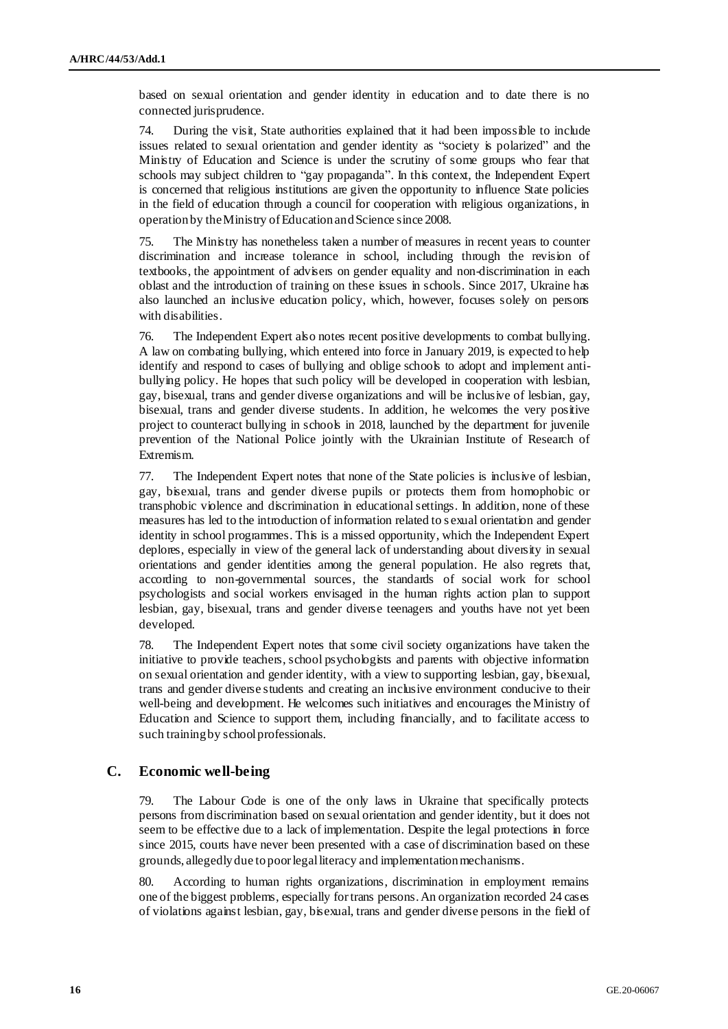based on sexual orientation and gender identity in education and to date there is no connected jurisprudence.

74. During the visit, State authorities explained that it had been impossible to include issues related to sexual orientation and gender identity as "society is polarized" and the Ministry of Education and Science is under the scrutiny of some groups who fear that schools may subject children to "gay propaganda". In this context, the Independent Expert is concerned that religious institutions are given the opportunity to influence State policies in the field of education through a council for cooperation with religious organizations, in operation by the Ministry of Education and Science since 2008.

75. The Ministry has nonetheless taken a number of measures in recent years to counter discrimination and increase tolerance in school, including through the revision of textbooks, the appointment of advisers on gender equality and non-discrimination in each oblast and the introduction of training on these issues in schools. Since 2017, Ukraine has also launched an inclusive education policy, which, however, focuses solely on persons with disabilities.

76. The Independent Expert also notes recent positive developments to combat bullying. A law on combating bullying, which entered into force in January 2019, is expected to help identify and respond to cases of bullying and oblige schools to adopt and implement anti-bullying policy. He hopes that such policy will be developed in cooperation with lesbian, gay, bisexual, trans and gender diverse organizations and will be inclusive of lesbian, gay, bisexual, trans and gender diverse students. In addition, he welcomes the very positive project to counteract bullying in schools in 2018, launched by the department for juvenile prevention of the National Police jointly with the Ukrainian Institute of Research of Extremism.

77. The Independent Expert notes that none of the State policies is inclusive of lesbian, gay, bisexual, trans and gender diverse pupils or protects them from homophobic or transphobic violence and discrimination in educational settings. In addition, none of these measures has led to the introduction of information related to sexual orientation and gender identity in school programmes. This is a missed opportunity, which the Independent Expert deplores, especially in view of the general lack of understanding about diversity in sexual orientations and gender identities among the general population. He also regrets that, according to non-governmental sources, the standards of social work for school psychologists and social workers envisaged in the human rights action plan to support lesbian, gay, bisexual, trans and gender diverse teenagers and youths have not yet been developed.

78. The Independent Expert notes that some civil society organizations have taken the initiative to provide teachers, school psychologists and parents with objective information on sexual orientation and gender identity, with a view to supporting lesbian, gay, bisexual, trans and gender diverse students and creating an inclusive environment conducive to their well-being and development. He welcomes such initiatives and encourages the Ministry of Education and Science to support them, including financially, and to facilitate access to such training by school professionals.

## C. Economic well-being

79. The Labour Code is one of the only laws in Ukraine that specifically protects persons from discrimination based on sexual orientation and gender identity, but it does not seem to be effective due to a lack of implementation. Despite the legal protections in force since 2015, courts have never been presented with a case of discrimination based on these grounds, allegedly due to poor legal literacy and implementation mechanisms.

80. According to human rights organizations, discrimination in employment remains one of the biggest problems, especially for trans persons. An organization recorded 24 cases of violations against lesbian, gay, bisexual, trans and gender diverse persons in the field of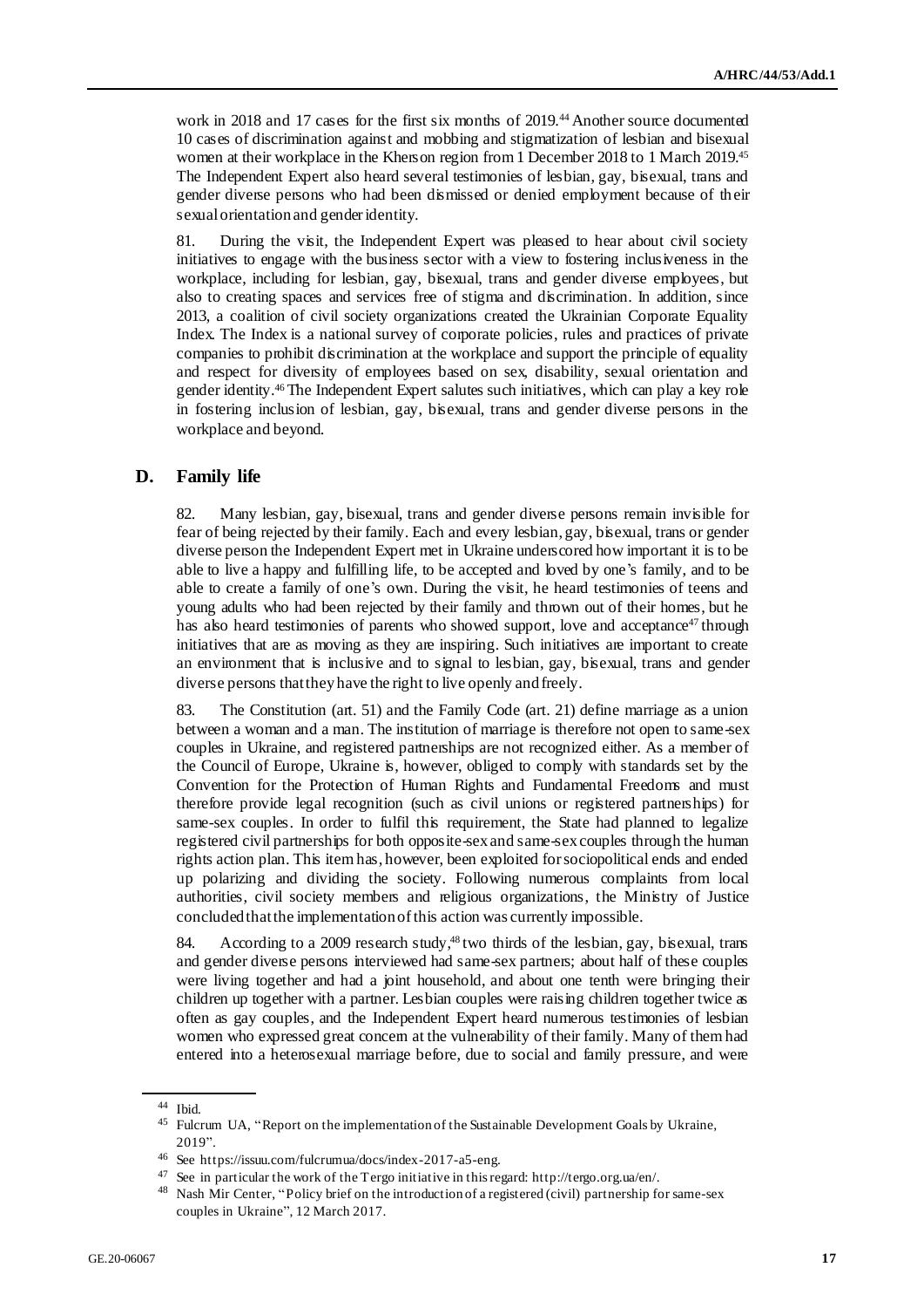work in 2018 and 17 cases for the first six months of 2019.[44] Another source documented 10 cases of discrimination against and mobbing and stigmatization of lesbian and bisexual women at their workplace in the Kherson region from 1 December 2018 to 1 March 2019.[45] The Independent Expert also heard several testimonies of lesbian, gay, bisexual, trans and gender diverse persons who had been dismissed or denied employment because of their sexual orientation and gender identity.

81. During the visit, the Independent Expert was pleased to hear about civil society initiatives to engage with the business sector with a view to fostering inclusiveness in the workplace, including for lesbian, gay, bisexual, trans and gender diverse employees, but also to creating spaces and services free of stigma and discrimination. In addition, since 2013, a coalition of civil society organizations created the Ukrainian Corporate Equality Index. The Index is a national survey of corporate policies, rules and practices of private companies to prohibit discrimination at the workplace and support the principle of equality and respect for diversity of employees based on sex, disability, sexual orientation and gender identity.[46] The Independent Expert salutes such initiatives, which can play a key role in fostering inclusion of lesbian, gay, bisexual, trans and gender diverse persons in the workplace and beyond.

## D. Family life

82. Many lesbian, gay, bisexual, trans and gender diverse persons remain invisible for fear of being rejected by their family. Each and every lesbian, gay, bisexual, trans or gender diverse person the Independent Expert met in Ukraine underscored how important it is to be able to live a happy and fulfilling life, to be accepted and loved by one's family, and to be able to create a family of one's own. During the visit, he heard testimonies of teens and young adults who had been rejected by their family and thrown out of their homes, but he has also heard testimonies of parents who showed support, love and acceptance[47] through initiatives that are as moving as they are inspiring. Such initiatives are important to create an environment that is inclusive and to signal to lesbian, gay, bisexual, trans and gender diverse persons that they have the right to live openly and freely.

83. The Constitution (art. 51) and the Family Code (art. 21) define marriage as a union between a woman and a man. The institution of marriage is therefore not open to same-sex couples in Ukraine, and registered partnerships are not recognized either. As a member of the Council of Europe, Ukraine is, however, obliged to comply with standards set by the Convention for the Protection of Human Rights and Fundamental Freedoms and must therefore provide legal recognition (such as civil unions or registered partnerships) for same-sex couples. In order to fulfil this requirement, the State had planned to legalize registered civil partnerships for both opposite-sex and same-sex couples through the human rights action plan. This item has, however, been exploited for sociopolitical ends and ended up polarizing and dividing the society. Following numerous complaints from local authorities, civil society members and religious organizations, the Ministry of Justice concluded that the implementation of this action was currently impossible.

84. According to a 2009 research study,[48] two thirds of the lesbian, gay, bisexual, trans and gender diverse persons interviewed had same-sex partners; about half of these couples were living together and had a joint household, and about one tenth were bringing their children up together with a partner. Lesbian couples were raising children together twice as often as gay couples, and the Independent Expert heard numerous testimonies of lesbian women who expressed great concern at the vulnerability of their family. Many of them had entered into a heterosexual marriage before, due to social and family pressure, and were

---

[44] Ibid.

[45] Fulcrum UA, "Report on the implementation of the Sustainable Development Goals by Ukraine, 2019".

[46] See https://issuu.com/fulcrumua/docs/index-2017-a5-eng.

[47] See in particular the work of the Tergo initiative in this regard: http://tergo.org.ua/en/.

[48] Nash Mir Center, "Policy brief on the introduction of a registered (civil) partnership for same-sex couples in Ukraine", 12 March 2017.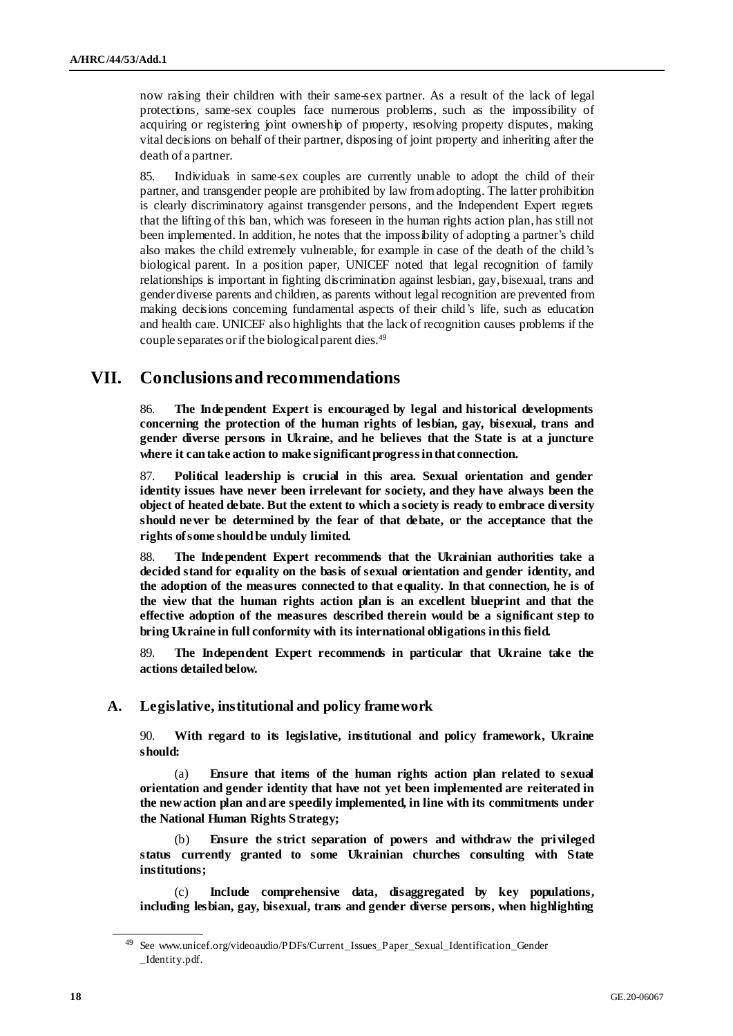now raising their children with their same-sex partner. As a result of the lack of legal protections, same-sex couples face numerous problems, such as the impossibility of acquiring or registering joint ownership of property, resolving property disputes, making vital decisions on behalf of their partner, disposing of joint property and inheriting after the death of a partner.

85. Individuals in same-sex couples are currently unable to adopt the child of their partner, and transgender people are prohibited by law from adopting. The latter prohibition is clearly discriminatory against transgender persons, and the Independent Expert regrets that the lifting of this ban, which was foreseen in the human rights action plan, has still not been implemented. In addition, he notes that the impossibility of adopting a partner's child also makes the child extremely vulnerable, for example in case of the death of the child's biological parent. In a position paper, UNICEF noted that legal recognition of family relationships is important in fighting discrimination against lesbian, gay, bisexual, trans and gender diverse parents and children, as parents without legal recognition are prevented from making decisions concerning fundamental aspects of their child's life, such as education and health care. UNICEF also highlights that the lack of recognition causes problems if the couple separates or if the biological parent dies.[49]

## VII. Conclusions and recommendations

86. **The Independent Expert is encouraged by legal and historical developments concerning the protection of the human rights of lesbian, gay, bisexual, trans and gender diverse persons in Ukraine, and he believes that the State is at a juncture where it can take action to make significant progress in that connection.**

87. **Political leadership is crucial in this area. Sexual orientation and gender identity issues have never been irrelevant for society, and they have always been the object of heated debate. But the extent to which a society is ready to embrace diversity should never be determined by the fear of that debate, or the acceptance that the rights of some should be unduly limited.**

88. **The Independent Expert recommends that the Ukrainian authorities take a decided stand for equality on the basis of sexual orientation and gender identity, and the adoption of the measures connected to that equality. In that connection, he is of the view that the human rights action plan is an excellent blueprint and that the effective adoption of the measures described therein would be a significant step to bring Ukraine in full conformity with its international obligations in this field.**

89. **The Independent Expert recommends in particular that Ukraine take the actions detailed below.**

### A. Legislative, institutional and policy framework

90. **With regard to its legislative, institutional and policy framework, Ukraine should:**

(a) **Ensure that items of the human rights action plan related to sexual orientation and gender identity that have not yet been implemented are reiterated in the new action plan and are speedily implemented, in line with its commitments under the National Human Rights Strategy;**

(b) **Ensure the strict separation of powers and withdraw the privileged status currently granted to some Ukrainian churches consulting with State institutions;**

(c) **Include comprehensive data, disaggregated by key populations, including lesbian, gay, bisexual, trans and gender diverse persons, when highlighting**

[49] See www.unicef.org/videoaudio/PDFs/Current_Issues_Paper_Sexual_Identification_Gender_Identity.pdf.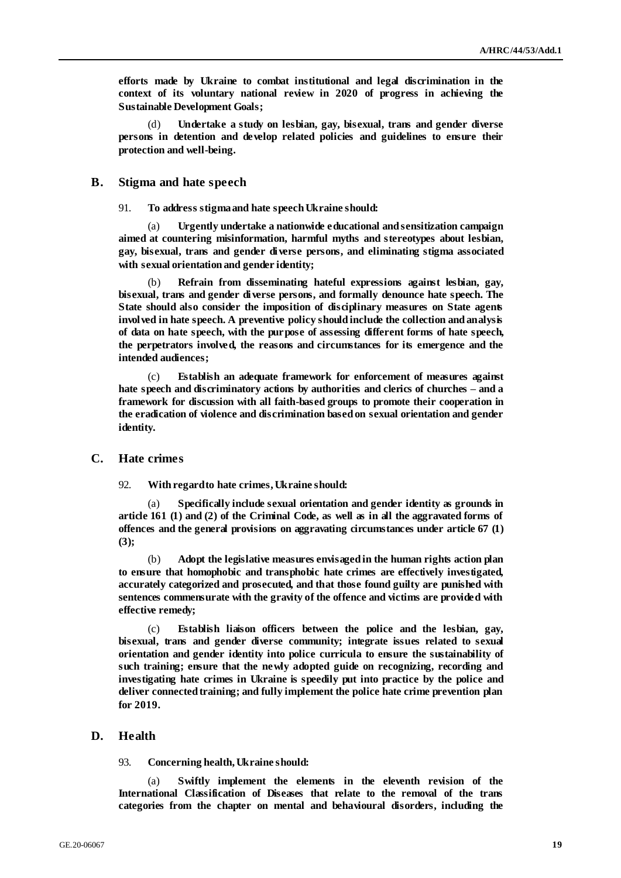**efforts made by Ukraine to combat institutional and legal discrimination in the context of its voluntary national review in 2020 of progress in achieving the Sustainable Development Goals;**

(d) **Undertake a study on lesbian, gay, bisexual, trans and gender diverse persons in detention and develop related policies and guidelines to ensure their protection and well-being.**

## B. Stigma and hate speech

91. **To address stigma and hate speech Ukraine should:**

(a) **Urgently undertake a nationwide educational and sensitization campaign aimed at countering misinformation, harmful myths and stereotypes about lesbian, gay, bisexual, trans and gender diverse persons, and eliminating stigma associated with sexual orientation and gender identity;**

(b) **Refrain from disseminating hateful expressions against lesbian, gay, bisexual, trans and gender diverse persons, and formally denounce hate speech. The State should also consider the imposition of disciplinary measures on State agents involved in hate speech. A preventive policy should include the collection and analysis of data on hate speech, with the purpose of assessing different forms of hate speech, the perpetrators involved, the reasons and circumstances for its emergence and the intended audiences;**

(c) **Establish an adequate framework for enforcement of measures against hate speech and discriminatory actions by authorities and clerics of churches – and a framework for discussion with all faith-based groups to promote their cooperation in the eradication of violence and discrimination based on sexual orientation and gender identity.**

## C. Hate crimes

92. **With regard to hate crimes, Ukraine should:**

(a) **Specifically include sexual orientation and gender identity as grounds in article 161 (1) and (2) of the Criminal Code, as well as in all the aggravated forms of offences and the general provisions on aggravating circumstances under article 67 (1) (3);**

(b) **Adopt the legislative measures envisaged in the human rights action plan to ensure that homophobic and transphobic hate crimes are effectively investigated, accurately categorized and prosecuted, and that those found guilty are punished with sentences commensurate with the gravity of the offence and victims are provided with effective remedy;**

(c) **Establish liaison officers between the police and the lesbian, gay, bisexual, trans and gender diverse community; integrate issues related to sexual orientation and gender identity into police curricula to ensure the sustainability of such training; ensure that the newly adopted guide on recognizing, recording and investigating hate crimes in Ukraine is speedily put into practice by the police and deliver connected training; and fully implement the police hate crime prevention plan for 2019.**

## D. Health

93. **Concerning health, Ukraine should:**

(a) **Swiftly implement the elements in the eleventh revision of the International Classification of Diseases that relate to the removal of the trans categories from the chapter on mental and behavioural disorders, including the**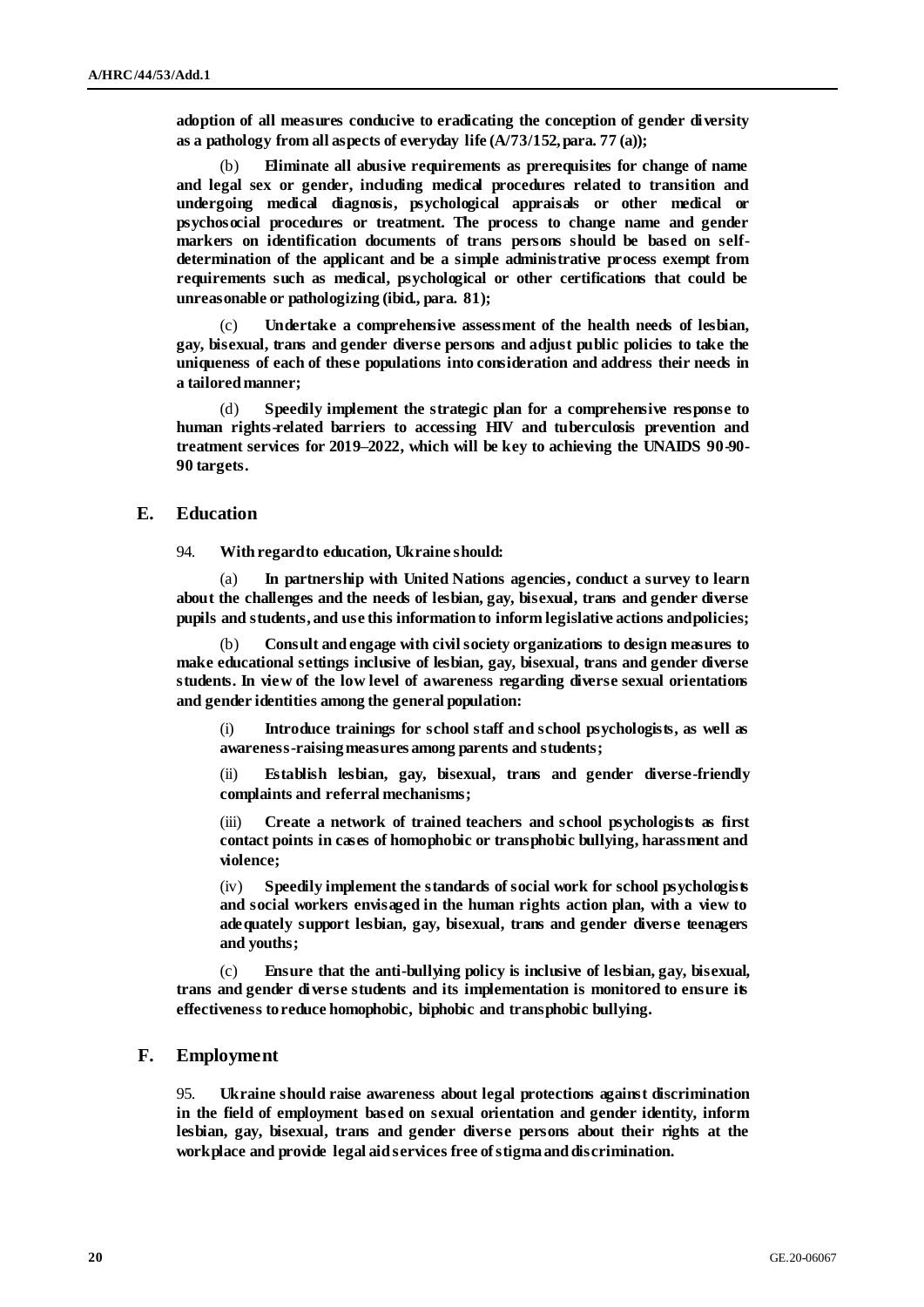**adoption of all measures conducive to eradicating the conception of gender diversity as a pathology from all aspects of everyday life (A/73/152, para. 77 (a));**

(b) **Eliminate all abusive requirements as prerequisites for change of name and legal sex or gender, including medical procedures related to transition and undergoing medical diagnosis, psychological appraisals or other medical or psychosocial procedures or treatment. The process to change name and gender markers on identification documents of trans persons should be based on self-determination of the applicant and be a simple administrative process exempt from requirements such as medical, psychological or other certifications that could be unreasonable or pathologizing (ibid., para. 81);**

(c) **Undertake a comprehensive assessment of the health needs of lesbian, gay, bisexual, trans and gender diverse persons and adjust public policies to take the uniqueness of each of these populations into consideration and address their needs in a tailored manner;**

(d) **Speedily implement the strategic plan for a comprehensive response to human rights-related barriers to accessing HIV and tuberculosis prevention and treatment services for 2019–2022, which will be key to achieving the UNAIDS 90-90-90 targets.**

## E. Education

94. **With regard to education, Ukraine should:**

(a) **In partnership with United Nations agencies, conduct a survey to learn about the challenges and the needs of lesbian, gay, bisexual, trans and gender diverse pupils and students, and use this information to inform legislative actions and policies;**

(b) **Consult and engage with civil society organizations to design measures to make educational settings inclusive of lesbian, gay, bisexual, trans and gender diverse students. In view of the low level of awareness regarding diverse sexual orientations and gender identities among the general population:**

(i) **Introduce trainings for school staff and school psychologists, as well as awareness-raising measures among parents and students;**

(ii) **Establish lesbian, gay, bisexual, trans and gender diverse-friendly complaints and referral mechanisms;**

(iii) **Create a network of trained teachers and school psychologists as first contact points in cases of homophobic or transphobic bullying, harassment and violence;**

(iv) **Speedily implement the standards of social work for school psychologists and social workers envisaged in the human rights action plan, with a view to adequately support lesbian, gay, bisexual, trans and gender diverse teenagers and youths;**

(c) **Ensure that the anti-bullying policy is inclusive of lesbian, gay, bisexual, trans and gender diverse students and its implementation is monitored to ensure its effectiveness to reduce homophobic, biphobic and transphobic bullying.**

## F. Employment

95. **Ukraine should raise awareness about legal protections against discrimination in the field of employment based on sexual orientation and gender identity, inform lesbian, gay, bisexual, trans and gender diverse persons about their rights at the workplace and provide legal aid services free of stigma and discrimination.**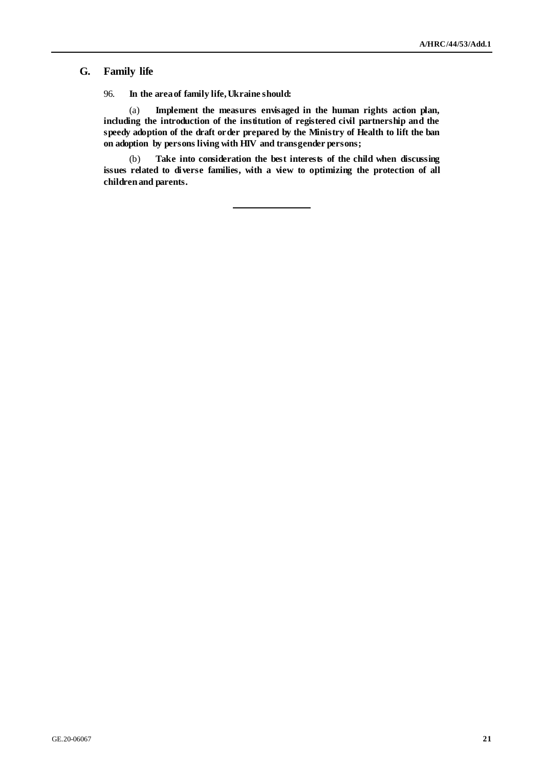## G. Family life

96. **In the area of family life, Ukraine should:**

(a) **Implement the measures envisaged in the human rights action plan, including the introduction of the institution of registered civil partnership and the speedy adoption of the draft order prepared by the Ministry of Health to lift the ban on adoption by persons living with HIV and transgender persons;**

(b) **Take into consideration the best interests of the child when discussing issues related to diverse families, with a view to optimizing the protection of all children and parents.**